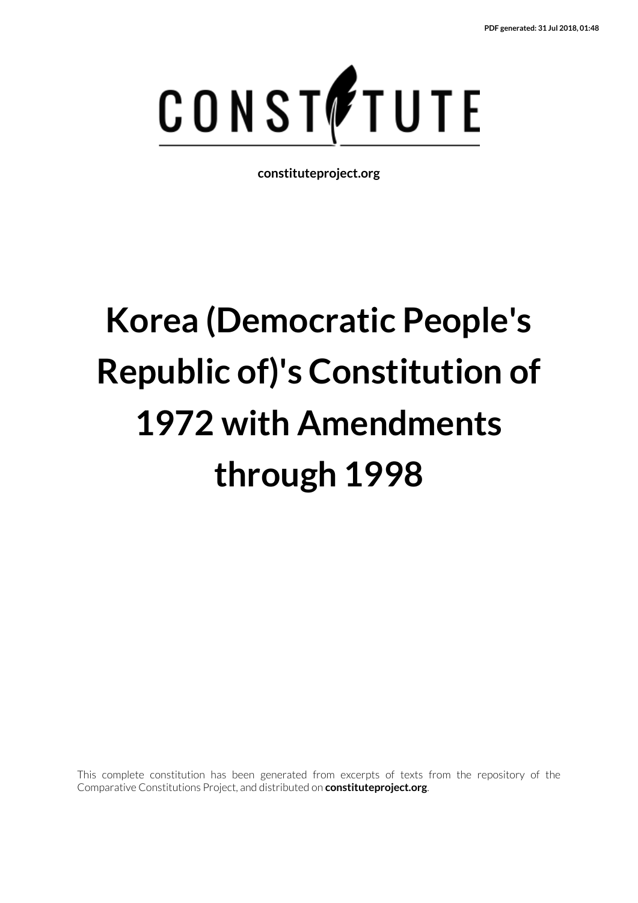PDF generated: 31 Jul 2018, 01:48

CONSTITUTE

constituteproject.org

# Korea (Democratic People's Republic of)'s Constitution of 1972 with Amendments through 1998

This complete constitution has been generated from excerpts of texts from the repository of the Comparative Constitutions Project, and distributed on **constituteproject.org**.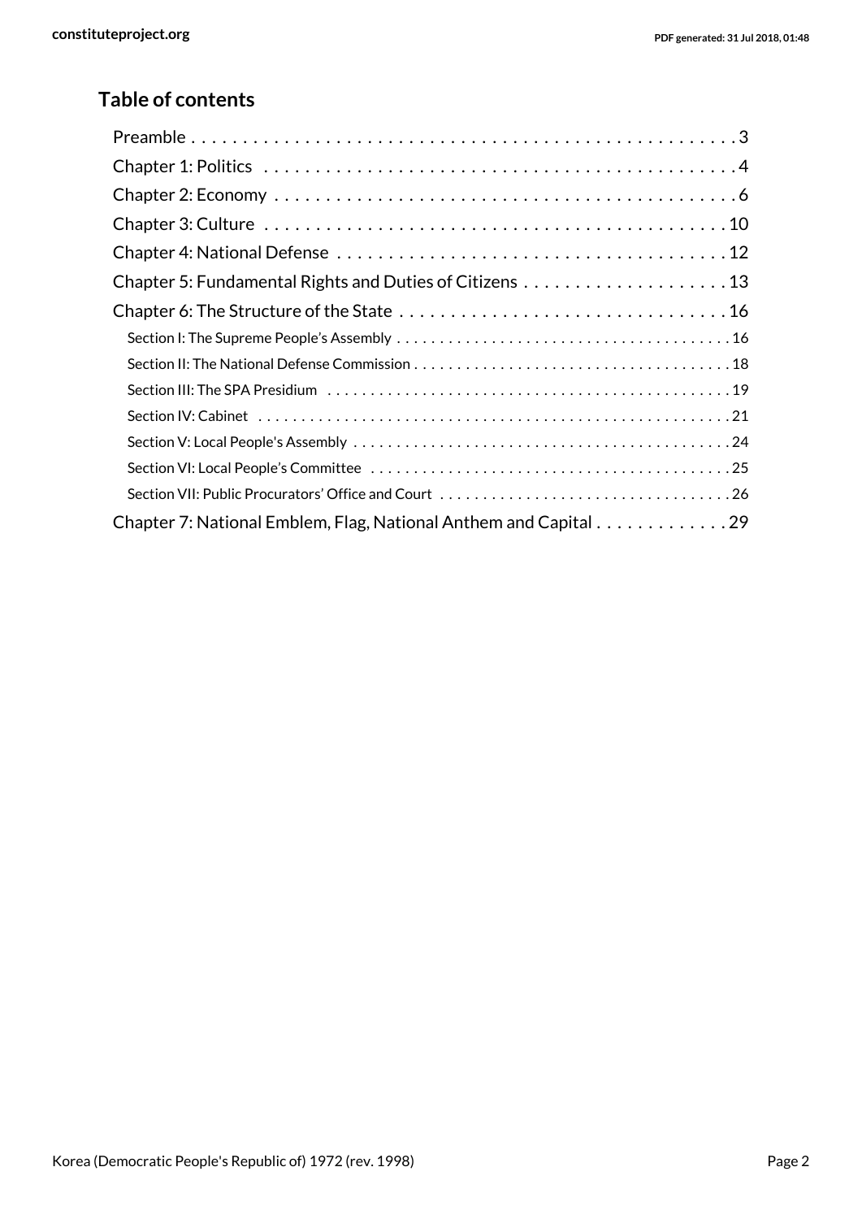## Table of contents

- Preamble . . . . . . . . . . 3
- Chapter 1: Politics . . . . . . . . . . 4
- Chapter 2: Economy . . . . . . . . . . 6
- Chapter 3: Culture . . . . . . . . . . 10
- Chapter 4: National Defense . . . . . . . . . . 12
- Chapter 5: Fundamental Rights and Duties of Citizens . . . . . . . . . . 13
- Chapter 6: The Structure of the State . . . . . . . . . . 16
  - Section I: The Supreme People's Assembly . . . . . . . . . . 16
  - Section II: The National Defense Commission . . . . . . . . . . 18
  - Section III: The SPA Presidium . . . . . . . . . . 19
  - Section IV: Cabinet . . . . . . . . . . 21
  - Section V: Local People's Assembly . . . . . . . . . . 24
  - Section VI: Local People's Committee . . . . . . . . . . 25
  - Section VII: Public Procurators' Office and Court . . . . . . . . . . 26
- Chapter 7: National Emblem, Flag, National Anthem and Capital . . . . . . . . . . 29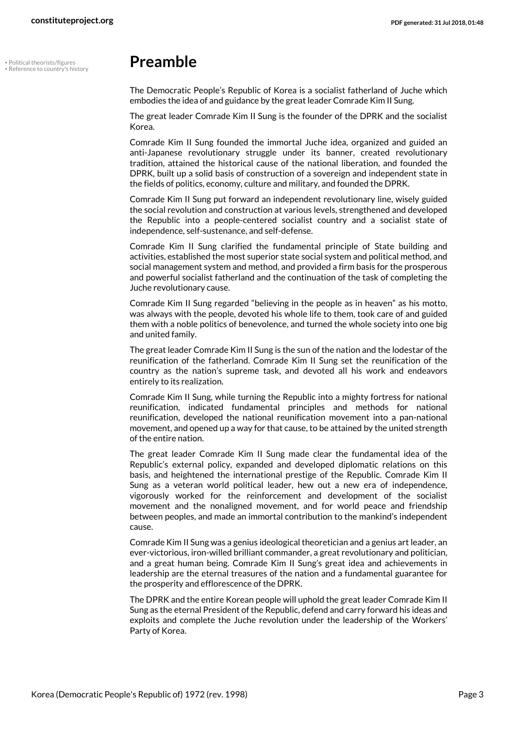• Political theorists/figures
• Reference to country's history

# Preamble

The Democratic People's Republic of Korea is a socialist fatherland of Juche which embodies the idea of and guidance by the great leader Comrade Kim Il Sung.

The great leader Comrade Kim Il Sung is the founder of the DPRK and the socialist Korea.

Comrade Kim Il Sung founded the immortal Juche idea, organized and guided an anti-Japanese revolutionary struggle under its banner, created revolutionary tradition, attained the historical cause of the national liberation, and founded the DPRK, built up a solid basis of construction of a sovereign and independent state in the fields of politics, economy, culture and military, and founded the DPRK.

Comrade Kim Il Sung put forward an independent revolutionary line, wisely guided the social revolution and construction at various levels, strengthened and developed the Republic into a people-centered socialist country and a socialist state of independence, self-sustenance, and self-defense.

Comrade Kim Il Sung clarified the fundamental principle of State building and activities, established the most superior state social system and political method, and social management system and method, and provided a firm basis for the prosperous and powerful socialist fatherland and the continuation of the task of completing the Juche revolutionary cause.

Comrade Kim Il Sung regarded "believing in the people as in heaven" as his motto, was always with the people, devoted his whole life to them, took care of and guided them with a noble politics of benevolence, and turned the whole society into one big and united family.

The great leader Comrade Kim Il Sung is the sun of the nation and the lodestar of the reunification of the fatherland. Comrade Kim Il Sung set the reunification of the country as the nation's supreme task, and devoted all his work and endeavors entirely to its realization.

Comrade Kim Il Sung, while turning the Republic into a mighty fortress for national reunification, indicated fundamental principles and methods for national reunification, developed the national reunification movement into a pan-national movement, and opened up a way for that cause, to be attained by the united strength of the entire nation.

The great leader Comrade Kim Il Sung made clear the fundamental idea of the Republic's external policy, expanded and developed diplomatic relations on this basis, and heightened the international prestige of the Republic. Comrade Kim Il Sung as a veteran world political leader, hew out a new era of independence, vigorously worked for the reinforcement and development of the socialist movement and the nonaligned movement, and for world peace and friendship between peoples, and made an immortal contribution to the mankind's independent cause.

Comrade Kim Il Sung was a genius ideological theoretician and a genius art leader, an ever-victorious, iron-willed brilliant commander, a great revolutionary and politician, and a great human being. Comrade Kim Il Sung's great idea and achievements in leadership are the eternal treasures of the nation and a fundamental guarantee for the prosperity and efflorescence of the DPRK.

The DPRK and the entire Korean people will uphold the great leader Comrade Kim Il Sung as the eternal President of the Republic, defend and carry forward his ideas and exploits and complete the Juche revolution under the leadership of the Workers' Party of Korea.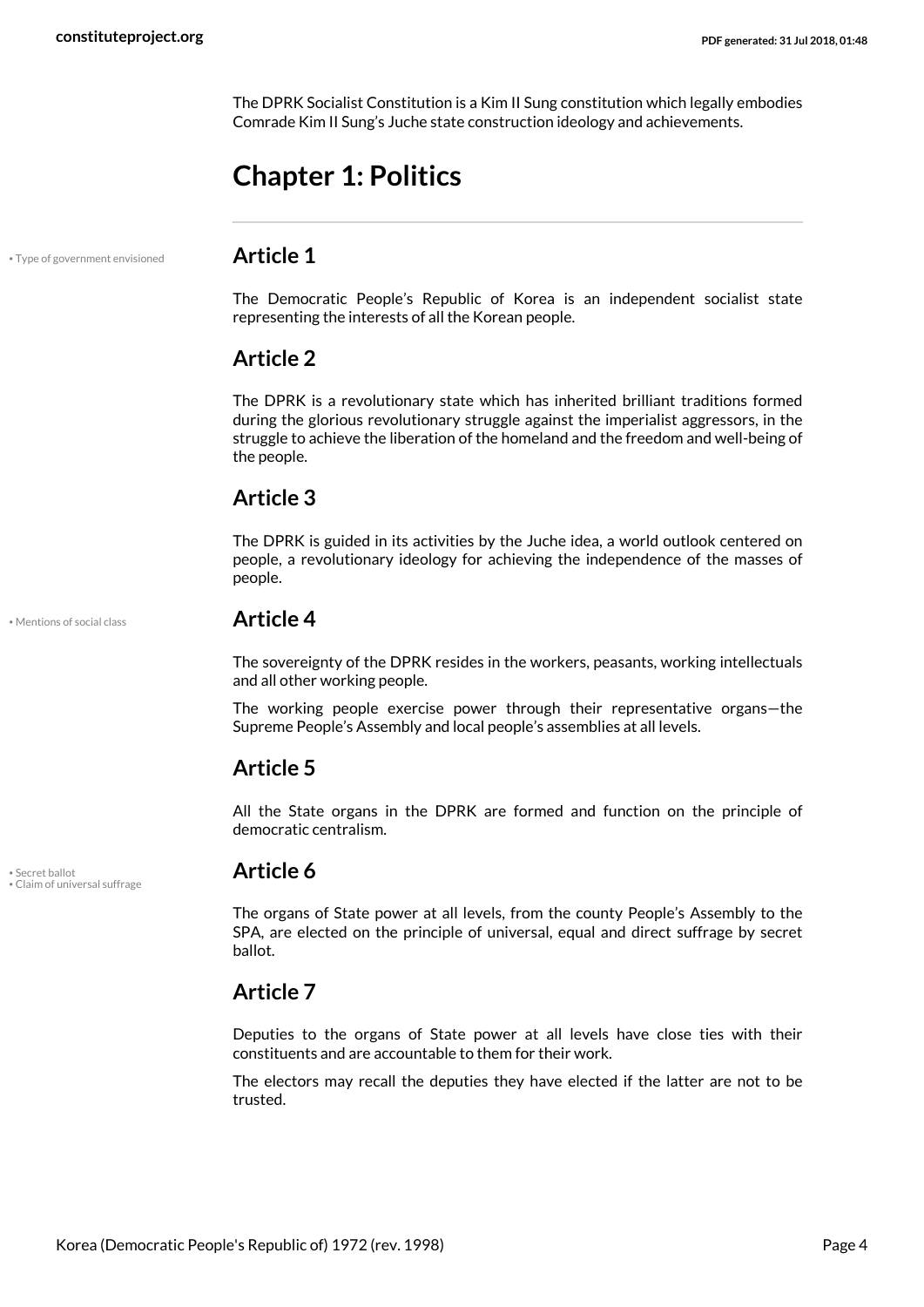The DPRK Socialist Constitution is a Kim Il Sung constitution which legally embodies Comrade Kim Il Sung's Juche state construction ideology and achievements.

# Chapter 1: Politics

• Type of government envisioned

## Article 1

The Democratic People's Republic of Korea is an independent socialist state representing the interests of all the Korean people.

## Article 2

The DPRK is a revolutionary state which has inherited brilliant traditions formed during the glorious revolutionary struggle against the imperialist aggressors, in the struggle to achieve the liberation of the homeland and the freedom and well-being of the people.

## Article 3

The DPRK is guided in its activities by the Juche idea, a world outlook centered on people, a revolutionary ideology for achieving the independence of the masses of people.

• Mentions of social class

## Article 4

The sovereignty of the DPRK resides in the workers, peasants, working intellectuals and all other working people.

The working people exercise power through their representative organs—the Supreme People's Assembly and local people's assemblies at all levels.

## Article 5

All the State organs in the DPRK are formed and function on the principle of democratic centralism.

• Secret ballot
• Claim of universal suffrage

## Article 6

The organs of State power at all levels, from the county People's Assembly to the SPA, are elected on the principle of universal, equal and direct suffrage by secret ballot.

## Article 7

Deputies to the organs of State power at all levels have close ties with their constituents and are accountable to them for their work.

The electors may recall the deputies they have elected if the latter are not to be trusted.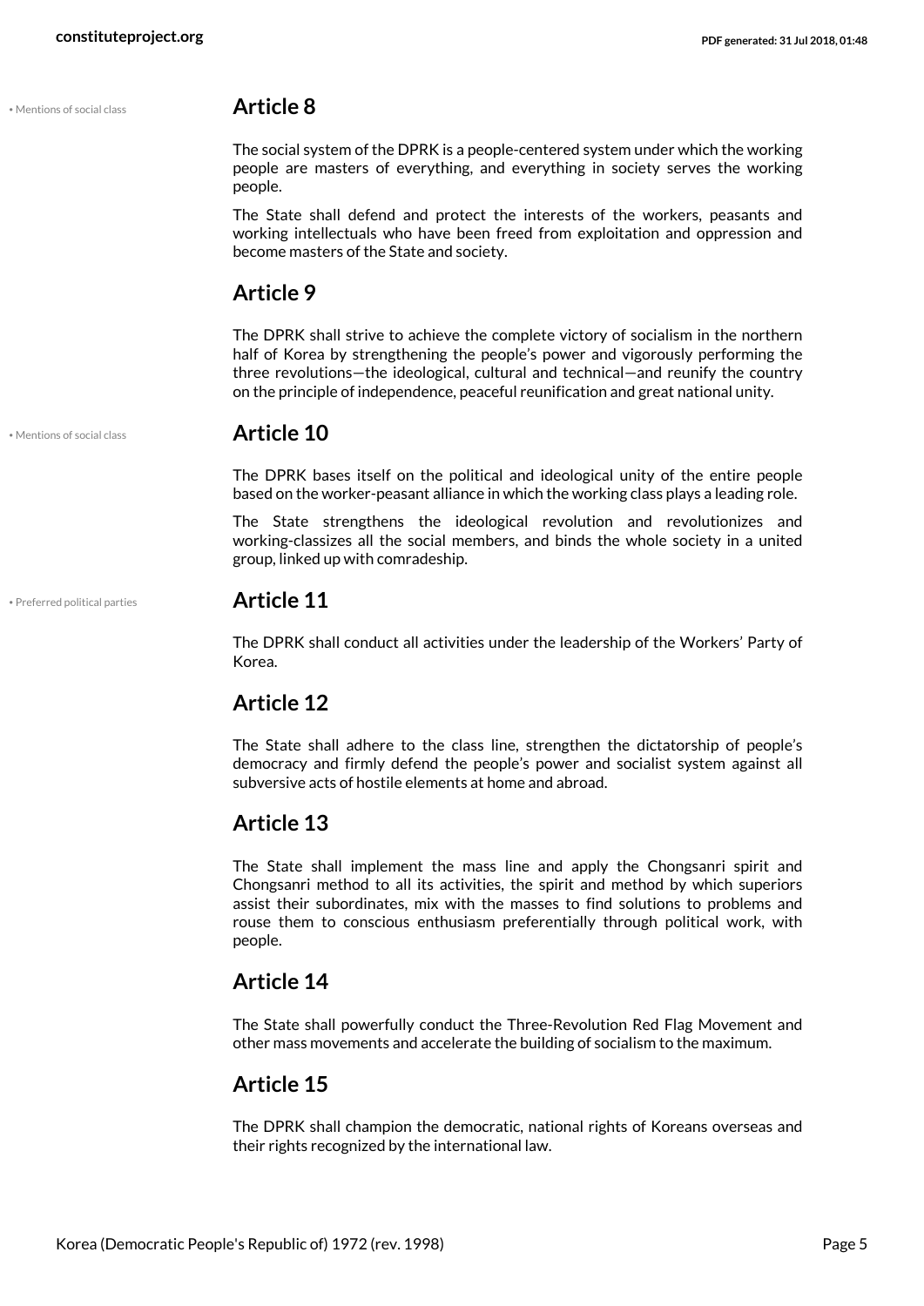• Mentions of social class

## Article 8

The social system of the DPRK is a people-centered system under which the working people are masters of everything, and everything in society serves the working people.

The State shall defend and protect the interests of the workers, peasants and working intellectuals who have been freed from exploitation and oppression and become masters of the State and society.

## Article 9

The DPRK shall strive to achieve the complete victory of socialism in the northern half of Korea by strengthening the people's power and vigorously performing the three revolutions—the ideological, cultural and technical—and reunify the country on the principle of independence, peaceful reunification and great national unity.

• Mentions of social class

## Article 10

The DPRK bases itself on the political and ideological unity of the entire people based on the worker-peasant alliance in which the working class plays a leading role.

The State strengthens the ideological revolution and revolutionizes and working-classizes all the social members, and binds the whole society in a united group, linked up with comradeship.

• Preferred political parties

## Article 11

The DPRK shall conduct all activities under the leadership of the Workers' Party of Korea.

## Article 12

The State shall adhere to the class line, strengthen the dictatorship of people's democracy and firmly defend the people's power and socialist system against all subversive acts of hostile elements at home and abroad.

## Article 13

The State shall implement the mass line and apply the Chongsanri spirit and Chongsanri method to all its activities, the spirit and method by which superiors assist their subordinates, mix with the masses to find solutions to problems and rouse them to conscious enthusiasm preferentially through political work, with people.

## Article 14

The State shall powerfully conduct the Three-Revolution Red Flag Movement and other mass movements and accelerate the building of socialism to the maximum.

## Article 15

The DPRK shall champion the democratic, national rights of Koreans overseas and their rights recognized by the international law.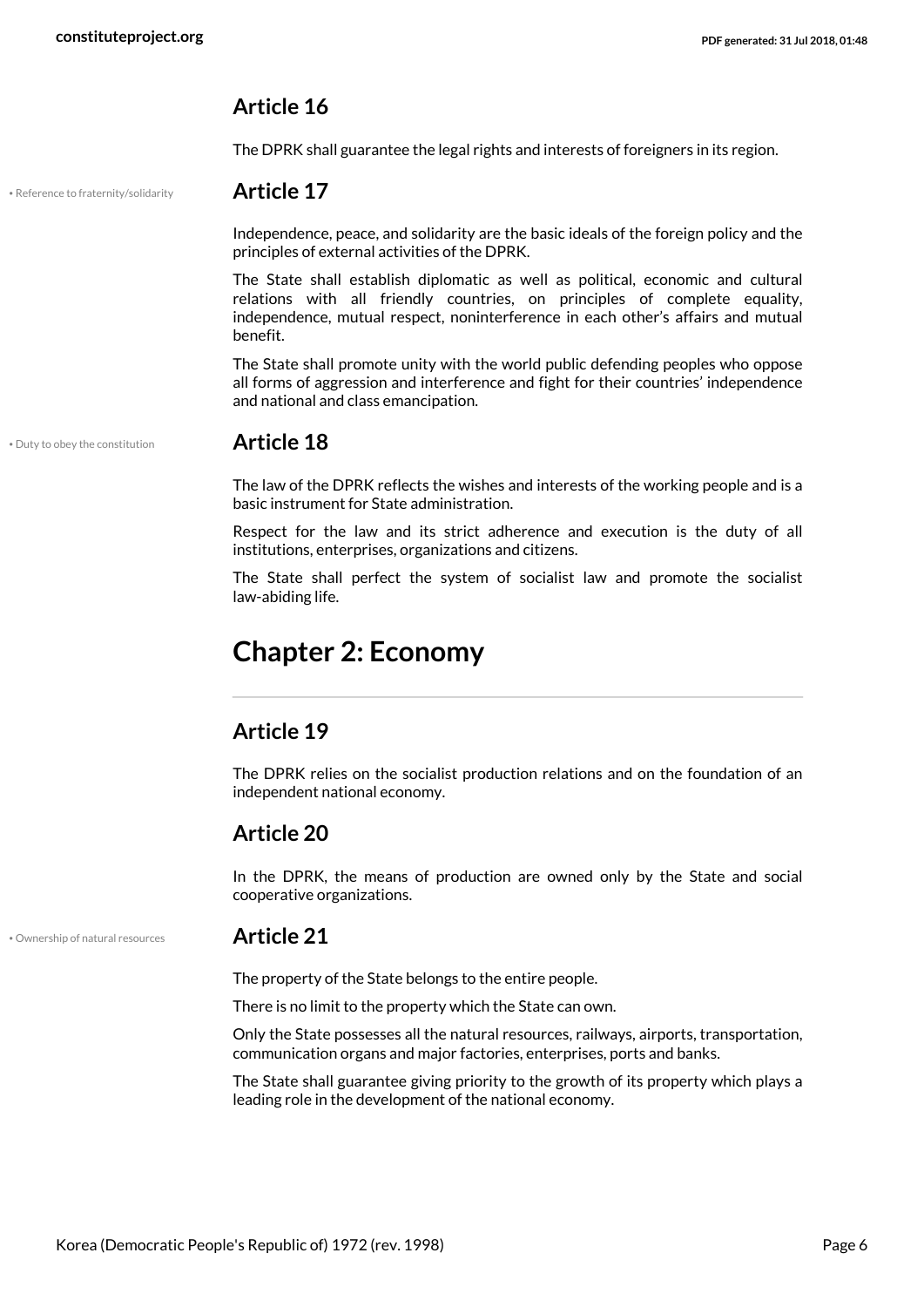### Article 16

The DPRK shall guarantee the legal rights and interests of foreigners in its region.

• Reference to fraternity/solidarity

### Article 17

Independence, peace, and solidarity are the basic ideals of the foreign policy and the principles of external activities of the DPRK.

The State shall establish diplomatic as well as political, economic and cultural relations with all friendly countries, on principles of complete equality, independence, mutual respect, noninterference in each other's affairs and mutual benefit.

The State shall promote unity with the world public defending peoples who oppose all forms of aggression and interference and fight for their countries' independence and national and class emancipation.

• Duty to obey the constitution

### Article 18

The law of the DPRK reflects the wishes and interests of the working people and is a basic instrument for State administration.

Respect for the law and its strict adherence and execution is the duty of all institutions, enterprises, organizations and citizens.

The State shall perfect the system of socialist law and promote the socialist law-abiding life.

## Chapter 2: Economy

### Article 19

The DPRK relies on the socialist production relations and on the foundation of an independent national economy.

### Article 20

In the DPRK, the means of production are owned only by the State and social cooperative organizations.

• Ownership of natural resources

### Article 21

The property of the State belongs to the entire people.

There is no limit to the property which the State can own.

Only the State possesses all the natural resources, railways, airports, transportation, communication organs and major factories, enterprises, ports and banks.

The State shall guarantee giving priority to the growth of its property which plays a leading role in the development of the national economy.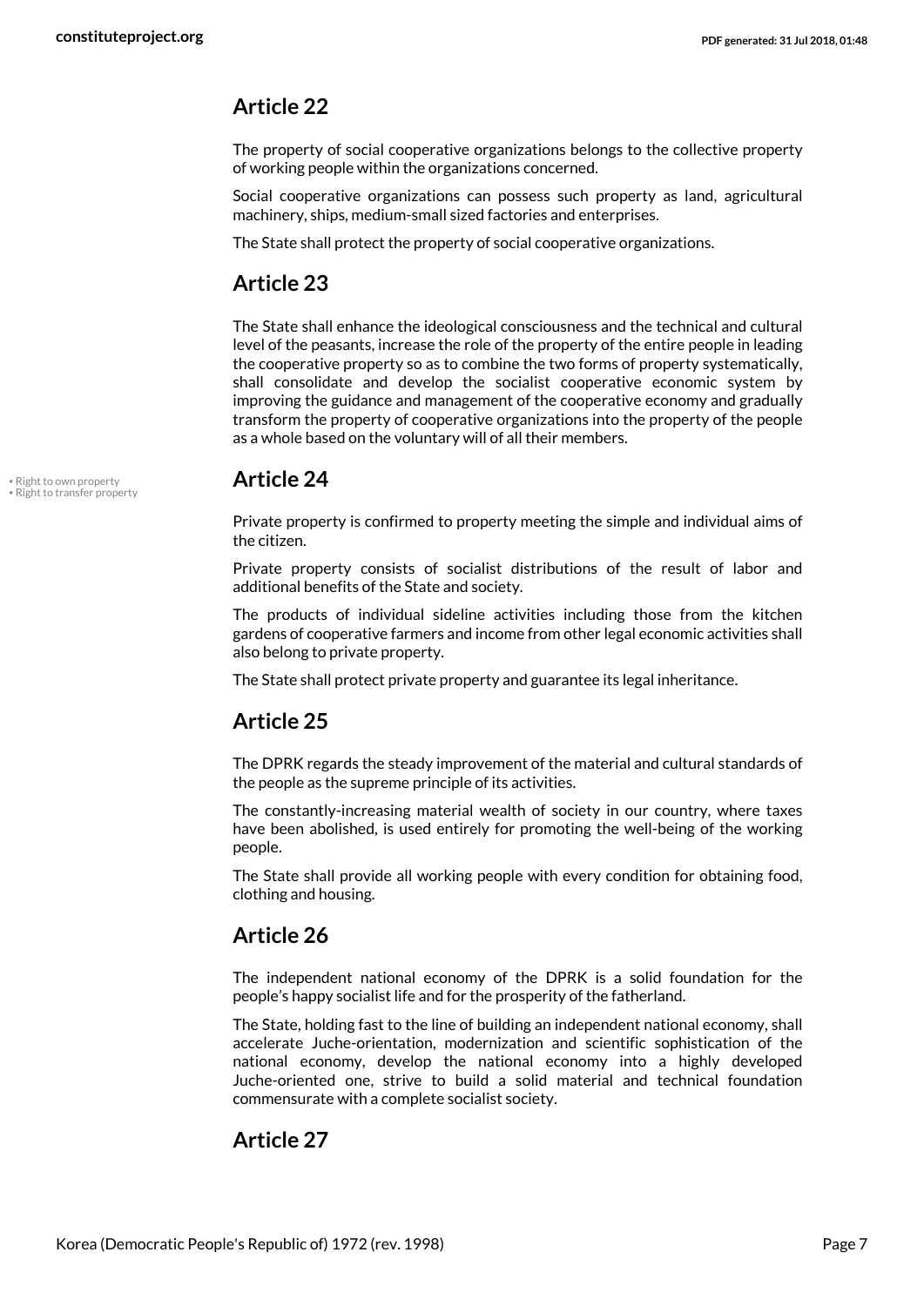## Article 22

The property of social cooperative organizations belongs to the collective property of working people within the organizations concerned.

Social cooperative organizations can possess such property as land, agricultural machinery, ships, medium-small sized factories and enterprises.

The State shall protect the property of social cooperative organizations.

## Article 23

The State shall enhance the ideological consciousness and the technical and cultural level of the peasants, increase the role of the property of the entire people in leading the cooperative property so as to combine the two forms of property systematically, shall consolidate and develop the socialist cooperative economic system by improving the guidance and management of the cooperative economy and gradually transform the property of cooperative organizations into the property of the people as a whole based on the voluntary will of all their members.

## Article 24

• Right to own property
• Right to transfer property

Private property is confirmed to property meeting the simple and individual aims of the citizen.

Private property consists of socialist distributions of the result of labor and additional benefits of the State and society.

The products of individual sideline activities including those from the kitchen gardens of cooperative farmers and income from other legal economic activities shall also belong to private property.

The State shall protect private property and guarantee its legal inheritance.

## Article 25

The DPRK regards the steady improvement of the material and cultural standards of the people as the supreme principle of its activities.

The constantly-increasing material wealth of society in our country, where taxes have been abolished, is used entirely for promoting the well-being of the working people.

The State shall provide all working people with every condition for obtaining food, clothing and housing.

## Article 26

The independent national economy of the DPRK is a solid foundation for the people's happy socialist life and for the prosperity of the fatherland.

The State, holding fast to the line of building an independent national economy, shall accelerate Juche-orientation, modernization and scientific sophistication of the national economy, develop the national economy into a highly developed Juche-oriented one, strive to build a solid material and technical foundation commensurate with a complete socialist society.

## Article 27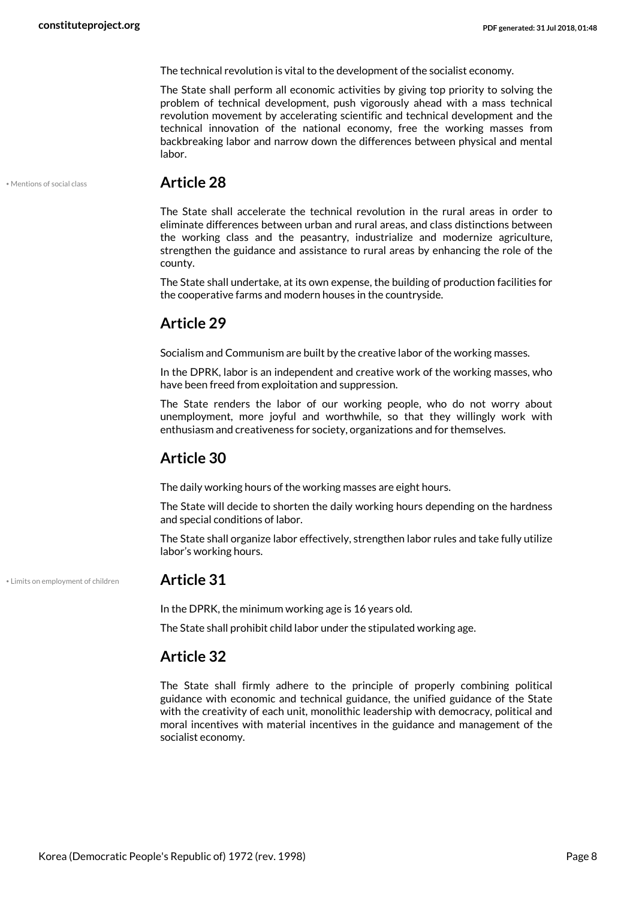The technical revolution is vital to the development of the socialist economy.

The State shall perform all economic activities by giving top priority to solving the problem of technical development, push vigorously ahead with a mass technical revolution movement by accelerating scientific and technical development and the technical innovation of the national economy, free the working masses from backbreaking labor and narrow down the differences between physical and mental labor.

• Mentions of social class

## Article 28

The State shall accelerate the technical revolution in the rural areas in order to eliminate differences between urban and rural areas, and class distinctions between the working class and the peasantry, industrialize and modernize agriculture, strengthen the guidance and assistance to rural areas by enhancing the role of the county.

The State shall undertake, at its own expense, the building of production facilities for the cooperative farms and modern houses in the countryside.

## Article 29

Socialism and Communism are built by the creative labor of the working masses.

In the DPRK, labor is an independent and creative work of the working masses, who have been freed from exploitation and suppression.

The State renders the labor of our working people, who do not worry about unemployment, more joyful and worthwhile, so that they willingly work with enthusiasm and creativeness for society, organizations and for themselves.

## Article 30

The daily working hours of the working masses are eight hours.

The State will decide to shorten the daily working hours depending on the hardness and special conditions of labor.

The State shall organize labor effectively, strengthen labor rules and take fully utilize labor's working hours.

• Limits on employment of children

## Article 31

In the DPRK, the minimum working age is 16 years old.

The State shall prohibit child labor under the stipulated working age.

## Article 32

The State shall firmly adhere to the principle of properly combining political guidance with economic and technical guidance, the unified guidance of the State with the creativity of each unit, monolithic leadership with democracy, political and moral incentives with material incentives in the guidance and management of the socialist economy.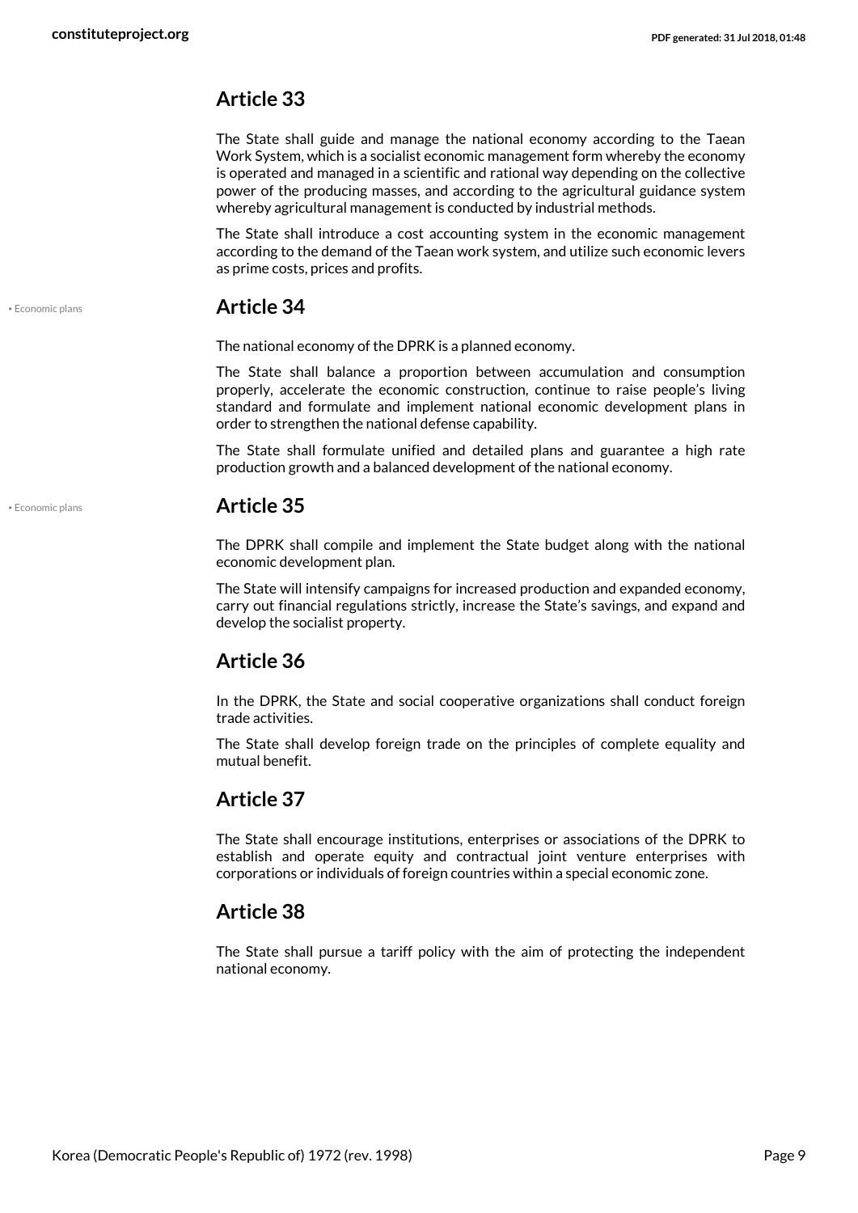## Article 33

The State shall guide and manage the national economy according to the Taean Work System, which is a socialist economic management form whereby the economy is operated and managed in a scientific and rational way depending on the collective power of the producing masses, and according to the agricultural guidance system whereby agricultural management is conducted by industrial methods.

The State shall introduce a cost accounting system in the economic management according to the demand of the Taean work system, and utilize such economic levers as prime costs, prices and profits.

• Economic plans

## Article 34

The national economy of the DPRK is a planned economy.

The State shall balance a proportion between accumulation and consumption properly, accelerate the economic construction, continue to raise people's living standard and formulate and implement national economic development plans in order to strengthen the national defense capability.

The State shall formulate unified and detailed plans and guarantee a high rate production growth and a balanced development of the national economy.

• Economic plans

## Article 35

The DPRK shall compile and implement the State budget along with the national economic development plan.

The State will intensify campaigns for increased production and expanded economy, carry out financial regulations strictly, increase the State's savings, and expand and develop the socialist property.

## Article 36

In the DPRK, the State and social cooperative organizations shall conduct foreign trade activities.

The State shall develop foreign trade on the principles of complete equality and mutual benefit.

## Article 37

The State shall encourage institutions, enterprises or associations of the DPRK to establish and operate equity and contractual joint venture enterprises with corporations or individuals of foreign countries within a special economic zone.

## Article 38

The State shall pursue a tariff policy with the aim of protecting the independent national economy.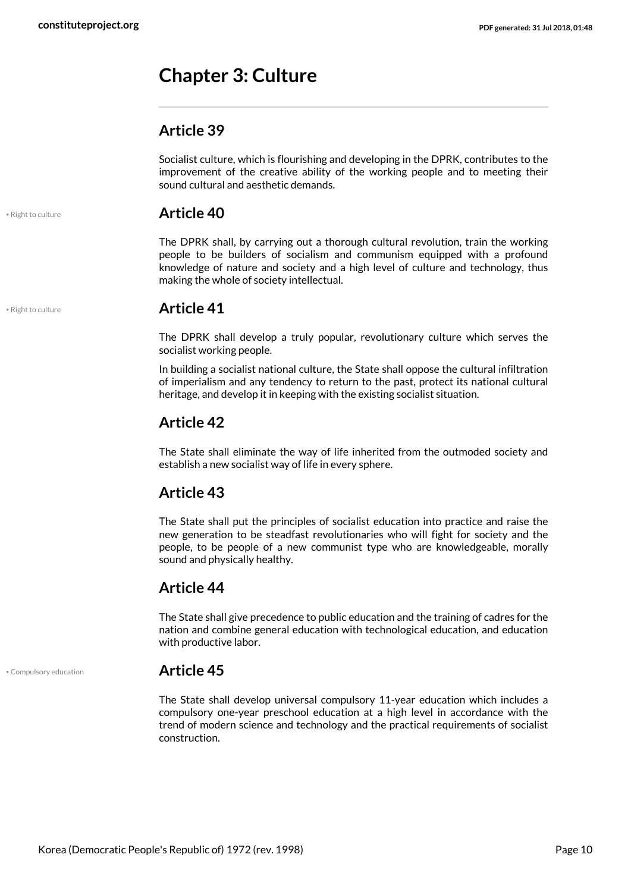## Chapter 3: Culture

### Article 39

Socialist culture, which is flourishing and developing in the DPRK, contributes to the improvement of the creative ability of the working people and to meeting their sound cultural and aesthetic demands.

• Right to culture

### Article 40

The DPRK shall, by carrying out a thorough cultural revolution, train the working people to be builders of socialism and communism equipped with a profound knowledge of nature and society and a high level of culture and technology, thus making the whole of society intellectual.

• Right to culture

### Article 41

The DPRK shall develop a truly popular, revolutionary culture which serves the socialist working people.

In building a socialist national culture, the State shall oppose the cultural infiltration of imperialism and any tendency to return to the past, protect its national cultural heritage, and develop it in keeping with the existing socialist situation.

### Article 42

The State shall eliminate the way of life inherited from the outmoded society and establish a new socialist way of life in every sphere.

### Article 43

The State shall put the principles of socialist education into practice and raise the new generation to be steadfast revolutionaries who will fight for society and the people, to be people of a new communist type who are knowledgeable, morally sound and physically healthy.

### Article 44

The State shall give precedence to public education and the training of cadres for the nation and combine general education with technological education, and education with productive labor.

• Compulsory education

### Article 45

The State shall develop universal compulsory 11-year education which includes a compulsory one-year preschool education at a high level in accordance with the trend of modern science and technology and the practical requirements of socialist construction.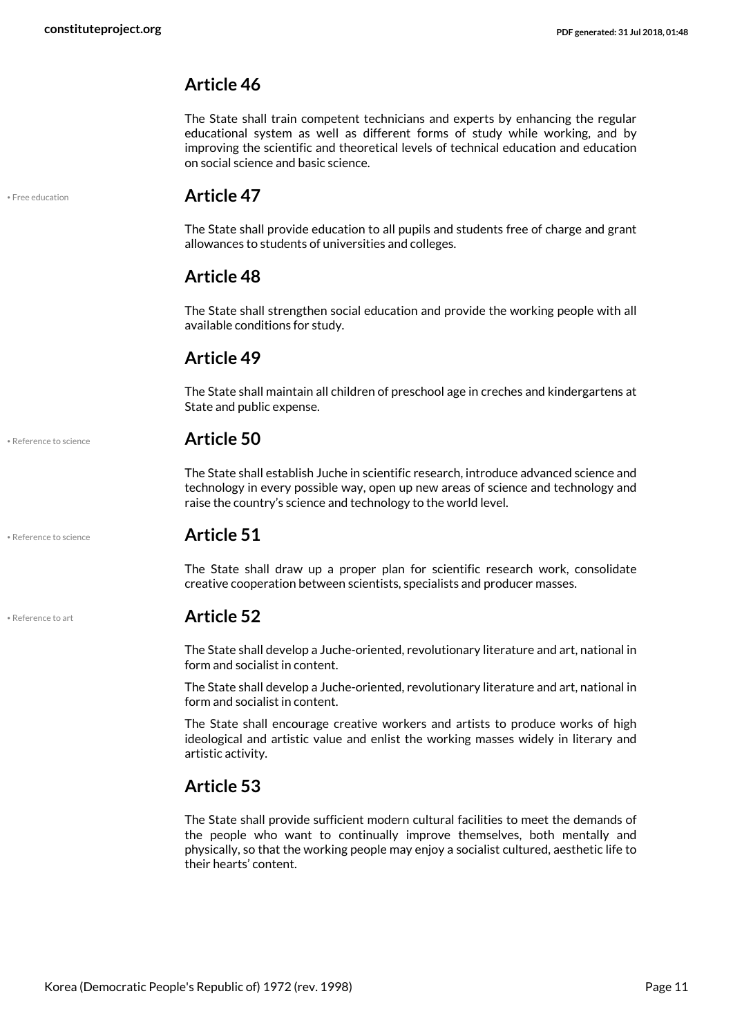## Article 46

The State shall train competent technicians and experts by enhancing the regular educational system as well as different forms of study while working, and by improving the scientific and theoretical levels of technical education and education on social science and basic science.

• Free education

## Article 47

The State shall provide education to all pupils and students free of charge and grant allowances to students of universities and colleges.

## Article 48

The State shall strengthen social education and provide the working people with all available conditions for study.

## Article 49

The State shall maintain all children of preschool age in creches and kindergartens at State and public expense.

• Reference to science

## Article 50

The State shall establish Juche in scientific research, introduce advanced science and technology in every possible way, open up new areas of science and technology and raise the country's science and technology to the world level.

• Reference to science

## Article 51

The State shall draw up a proper plan for scientific research work, consolidate creative cooperation between scientists, specialists and producer masses.

• Reference to art

## Article 52

The State shall develop a Juche-oriented, revolutionary literature and art, national in form and socialist in content.

The State shall develop a Juche-oriented, revolutionary literature and art, national in form and socialist in content.

The State shall encourage creative workers and artists to produce works of high ideological and artistic value and enlist the working masses widely in literary and artistic activity.

## Article 53

The State shall provide sufficient modern cultural facilities to meet the demands of the people who want to continually improve themselves, both mentally and physically, so that the working people may enjoy a socialist cultured, aesthetic life to their hearts' content.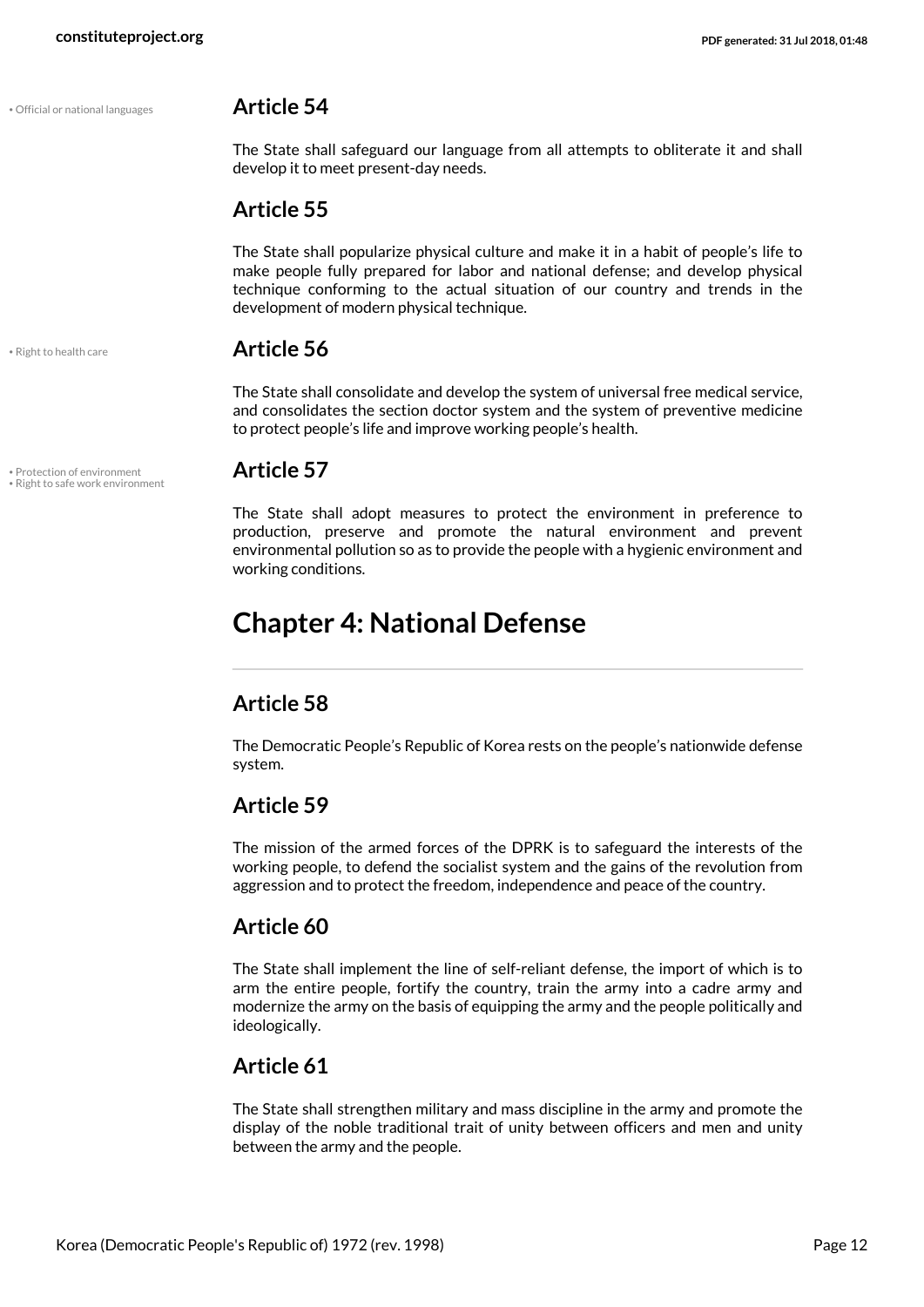• Official or national languages

## Article 54

The State shall safeguard our language from all attempts to obliterate it and shall develop it to meet present-day needs.

## Article 55

The State shall popularize physical culture and make it in a habit of people's life to make people fully prepared for labor and national defense; and develop physical technique conforming to the actual situation of our country and trends in the development of modern physical technique.

• Right to health care

## Article 56

The State shall consolidate and develop the system of universal free medical service, and consolidates the section doctor system and the system of preventive medicine to protect people's life and improve working people's health.

• Protection of environment
• Right to safe work environment

## Article 57

The State shall adopt measures to protect the environment in preference to production, preserve and promote the natural environment and prevent environmental pollution so as to provide the people with a hygienic environment and working conditions.

# Chapter 4: National Defense

## Article 58

The Democratic People's Republic of Korea rests on the people's nationwide defense system.

## Article 59

The mission of the armed forces of the DPRK is to safeguard the interests of the working people, to defend the socialist system and the gains of the revolution from aggression and to protect the freedom, independence and peace of the country.

## Article 60

The State shall implement the line of self-reliant defense, the import of which is to arm the entire people, fortify the country, train the army into a cadre army and modernize the army on the basis of equipping the army and the people politically and ideologically.

## Article 61

The State shall strengthen military and mass discipline in the army and promote the display of the noble traditional trait of unity between officers and men and unity between the army and the people.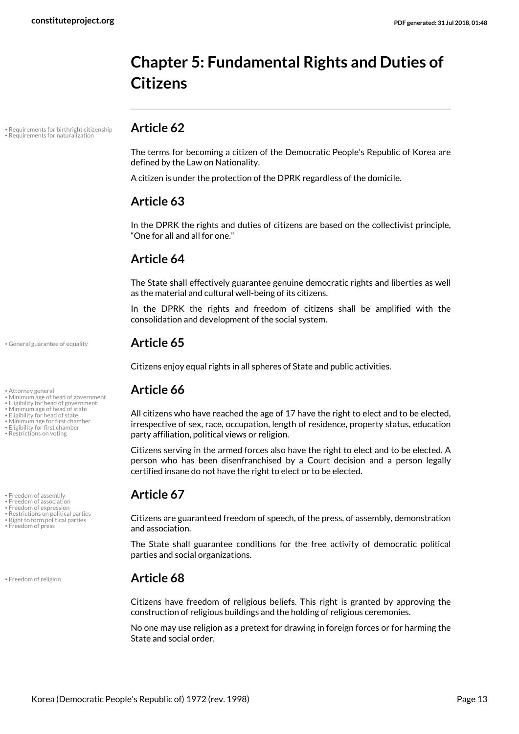# Chapter 5: Fundamental Rights and Duties of Citizens

• Requirements for birthright citizenship
• Requirements for naturalization

## Article 62

The terms for becoming a citizen of the Democratic People's Republic of Korea are defined by the Law on Nationality.

A citizen is under the protection of the DPRK regardless of the domicile.

## Article 63

In the DPRK the rights and duties of citizens are based on the collectivist principle, "One for all and all for one."

## Article 64

The State shall effectively guarantee genuine democratic rights and liberties as well as the material and cultural well-being of its citizens.

In the DPRK the rights and freedom of citizens shall be amplified with the consolidation and development of the social system.

• General guarantee of equality

## Article 65

Citizens enjoy equal rights in all spheres of State and public activities.

• Attorney general
• Minimum age of head of government
• Eligibility for head of government
• Minimum age of head of state
• Eligibility for head of state
• Minimum age for first chamber
• Eligibility for first chamber
• Restrictions on voting

## Article 66

All citizens who have reached the age of 17 have the right to elect and to be elected, irrespective of sex, race, occupation, length of residence, property status, education party affiliation, political views or religion.

Citizens serving in the armed forces also have the right to elect and to be elected. A person who has been disenfranchised by a Court decision and a person legally certified insane do not have the right to elect or to be elected.

• Freedom of assembly
• Freedom of association
• Freedom of expression
• Restrictions on political parties
• Right to form political parties
• Freedom of press

## Article 67

Citizens are guaranteed freedom of speech, of the press, of assembly, demonstration and association.

The State shall guarantee conditions for the free activity of democratic political parties and social organizations.

• Freedom of religion

## Article 68

Citizens have freedom of religious beliefs. This right is granted by approving the construction of religious buildings and the holding of religious ceremonies.

No one may use religion as a pretext for drawing in foreign forces or for harming the State and social order.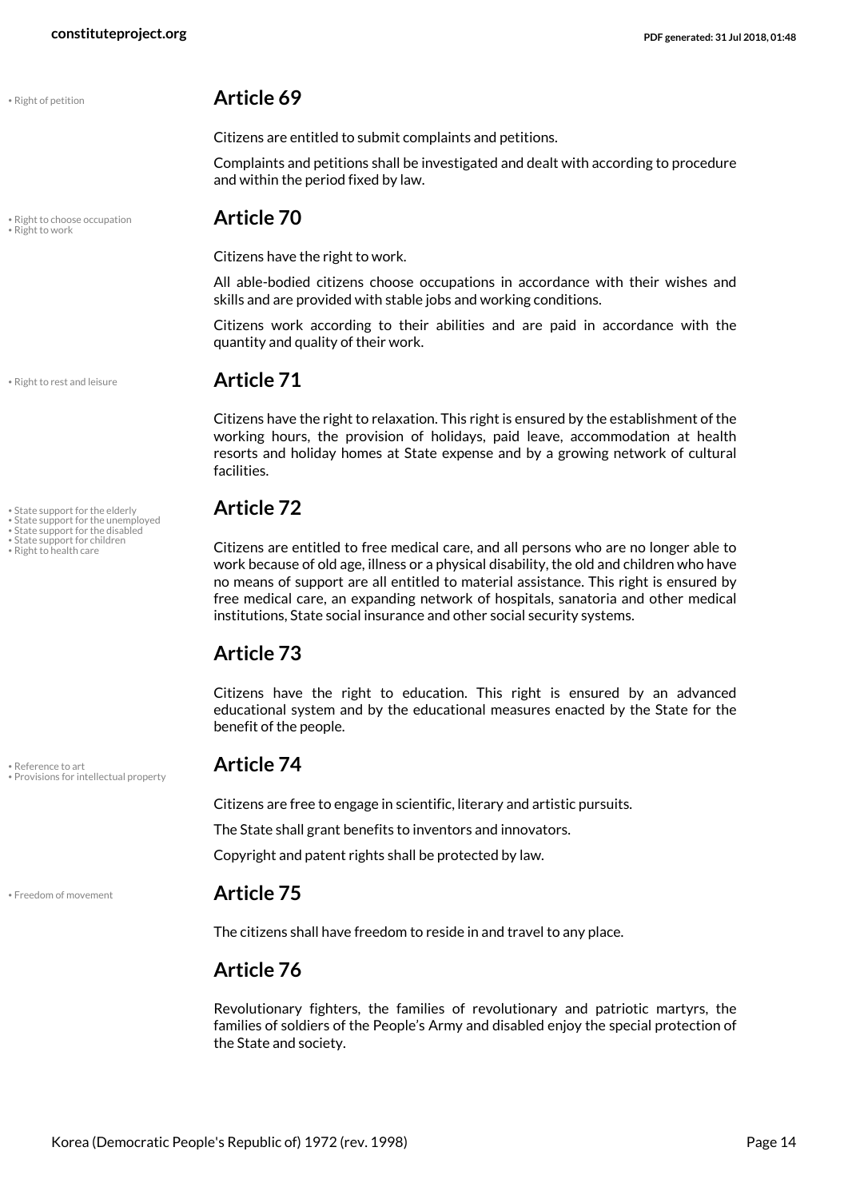• Right of petition

## Article 69

Citizens are entitled to submit complaints and petitions.

Complaints and petitions shall be investigated and dealt with according to procedure and within the period fixed by law.

• Right to choose occupation
• Right to work

## Article 70

Citizens have the right to work.

All able-bodied citizens choose occupations in accordance with their wishes and skills and are provided with stable jobs and working conditions.

Citizens work according to their abilities and are paid in accordance with the quantity and quality of their work.

• Right to rest and leisure

## Article 71

Citizens have the right to relaxation. This right is ensured by the establishment of the working hours, the provision of holidays, paid leave, accommodation at health resorts and holiday homes at State expense and by a growing network of cultural facilities.

• State support for the elderly
• State support for the unemployed
• State support for the disabled
• State support for children
• Right to health care

## Article 72

Citizens are entitled to free medical care, and all persons who are no longer able to work because of old age, illness or a physical disability, the old and children who have no means of support are all entitled to material assistance. This right is ensured by free medical care, an expanding network of hospitals, sanatoria and other medical institutions, State social insurance and other social security systems.

## Article 73

Citizens have the right to education. This right is ensured by an advanced educational system and by the educational measures enacted by the State for the benefit of the people.

• Reference to art
• Provisions for intellectual property

## Article 74

Citizens are free to engage in scientific, literary and artistic pursuits.

The State shall grant benefits to inventors and innovators.

Copyright and patent rights shall be protected by law.

• Freedom of movement

## Article 75

The citizens shall have freedom to reside in and travel to any place.

## Article 76

Revolutionary fighters, the families of revolutionary and patriotic martyrs, the families of soldiers of the People's Army and disabled enjoy the special protection of the State and society.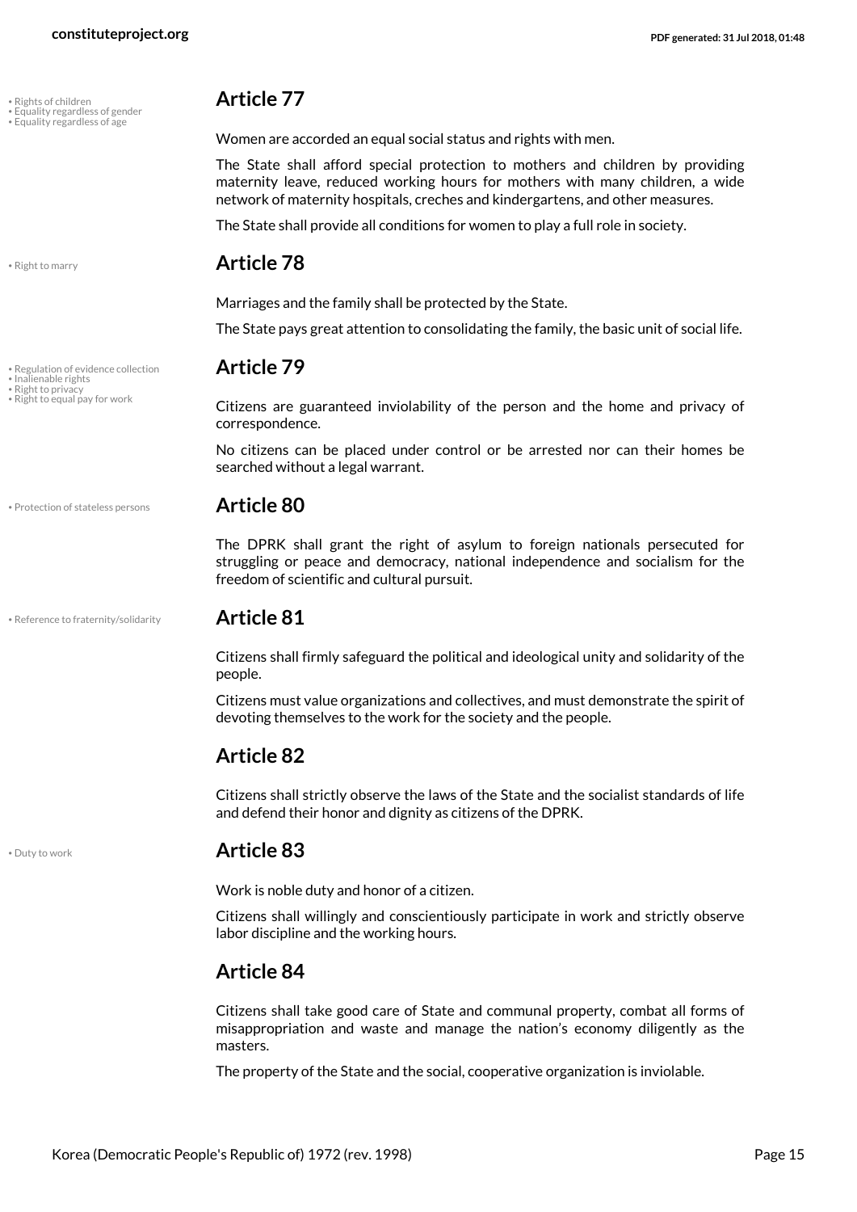- Rights of children
- Equality regardless of gender
- Equality regardless of age

## Article 77

Women are accorded an equal social status and rights with men.

The State shall afford special protection to mothers and children by providing maternity leave, reduced working hours for mothers with many children, a wide network of maternity hospitals, creches and kindergartens, and other measures.

The State shall provide all conditions for women to play a full role in society.

- Right to marry

## Article 78

Marriages and the family shall be protected by the State.

The State pays great attention to consolidating the family, the basic unit of social life.

- Regulation of evidence collection
- Inalienable rights
- Right to privacy
- Right to equal pay for work

## Article 79

Citizens are guaranteed inviolability of the person and the home and privacy of correspondence.

No citizens can be placed under control or be arrested nor can their homes be searched without a legal warrant.

- Protection of stateless persons

## Article 80

The DPRK shall grant the right of asylum to foreign nationals persecuted for struggling or peace and democracy, national independence and socialism for the freedom of scientific and cultural pursuit.

- Reference to fraternity/solidarity

## Article 81

Citizens shall firmly safeguard the political and ideological unity and solidarity of the people.

Citizens must value organizations and collectives, and must demonstrate the spirit of devoting themselves to the work for the society and the people.

## Article 82

Citizens shall strictly observe the laws of the State and the socialist standards of life and defend their honor and dignity as citizens of the DPRK.

- Duty to work

## Article 83

Work is noble duty and honor of a citizen.

Citizens shall willingly and conscientiously participate in work and strictly observe labor discipline and the working hours.

## Article 84

Citizens shall take good care of State and communal property, combat all forms of misappropriation and waste and manage the nation's economy diligently as the masters.

The property of the State and the social, cooperative organization is inviolable.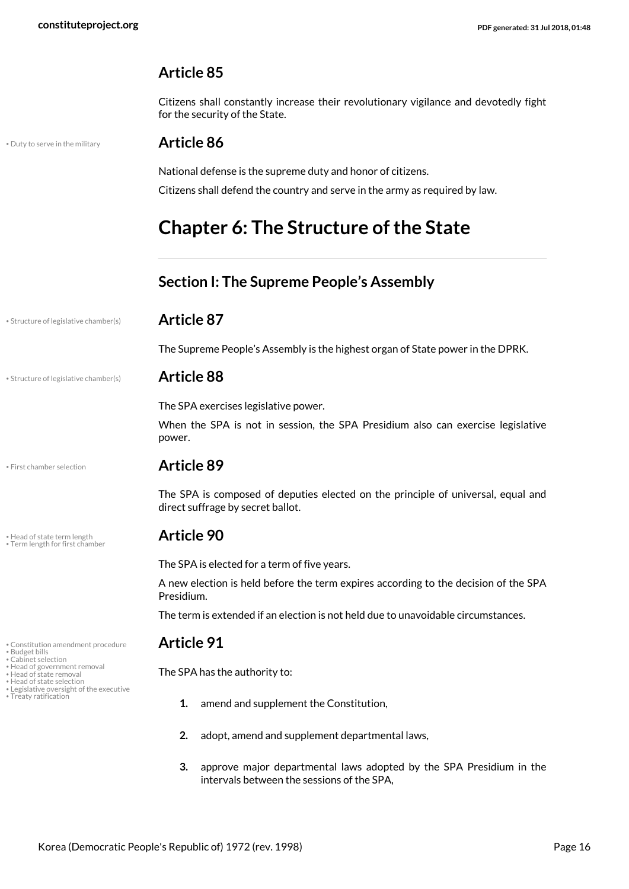## Article 85

Citizens shall constantly increase their revolutionary vigilance and devotedly fight for the security of the State.

• Duty to serve in the military

## Article 86

National defense is the supreme duty and honor of citizens.

Citizens shall defend the country and serve in the army as required by law.

# Chapter 6: The Structure of the State

### Section I: The Supreme People's Assembly

• Structure of legislative chamber(s)

## Article 87

The Supreme People's Assembly is the highest organ of State power in the DPRK.

• Structure of legislative chamber(s)

## Article 88

The SPA exercises legislative power.

When the SPA is not in session, the SPA Presidium also can exercise legislative power.

• First chamber selection

## Article 89

The SPA is composed of deputies elected on the principle of universal, equal and direct suffrage by secret ballot.

• Head of state term length
• Term length for first chamber

## Article 90

The SPA is elected for a term of five years.

A new election is held before the term expires according to the decision of the SPA Presidium.

The term is extended if an election is not held due to unavoidable circumstances.

• Constitution amendment procedure
• Budget bills
• Cabinet selection
• Head of government removal
• Head of state removal
• Head of state selection
• Legislative oversight of the executive
• Treaty ratification

## Article 91

The SPA has the authority to:

1. amend and supplement the Constitution,
2. adopt, amend and supplement departmental laws,
3. approve major departmental laws adopted by the SPA Presidium in the intervals between the sessions of the SPA,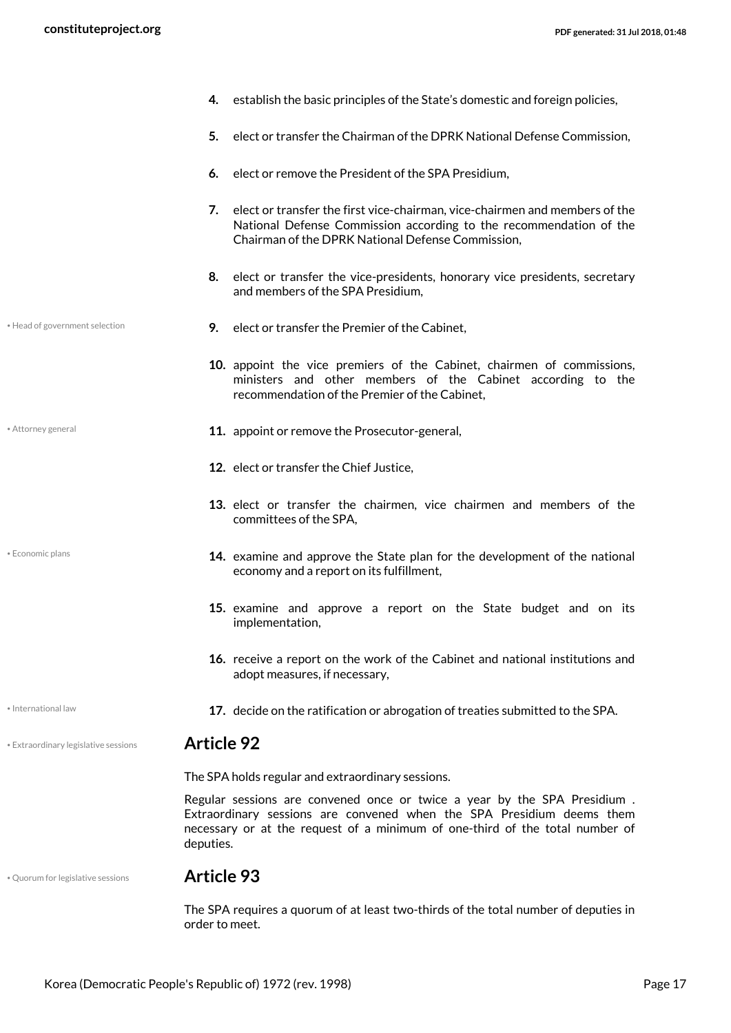4. establish the basic principles of the State's domestic and foreign policies,
5. elect or transfer the Chairman of the DPRK National Defense Commission,
6. elect or remove the President of the SPA Presidium,
7. elect or transfer the first vice-chairman, vice-chairmen and members of the National Defense Commission according to the recommendation of the Chairman of the DPRK National Defense Commission,
8. elect or transfer the vice-presidents, honorary vice presidents, secretary and members of the SPA Presidium,
9. elect or transfer the Premier of the Cabinet,
10. appoint the vice premiers of the Cabinet, chairmen of commissions, ministers and other members of the Cabinet according to the recommendation of the Premier of the Cabinet,
11. appoint or remove the Prosecutor-general,
12. elect or transfer the Chief Justice,
13. elect or transfer the chairmen, vice chairmen and members of the committees of the SPA,
14. examine and approve the State plan for the development of the national economy and a report on its fulfillment,
15. examine and approve a report on the State budget and on its implementation,
16. receive a report on the work of the Cabinet and national institutions and adopt measures, if necessary,
17. decide on the ratification or abrogation of treaties submitted to the SPA.

## Article 92

The SPA holds regular and extraordinary sessions.

Regular sessions are convened once or twice a year by the SPA Presidium . Extraordinary sessions are convened when the SPA Presidium deems them necessary or at the request of a minimum of one-third of the total number of deputies.

## Article 93

The SPA requires a quorum of at least two-thirds of the total number of deputies in order to meet.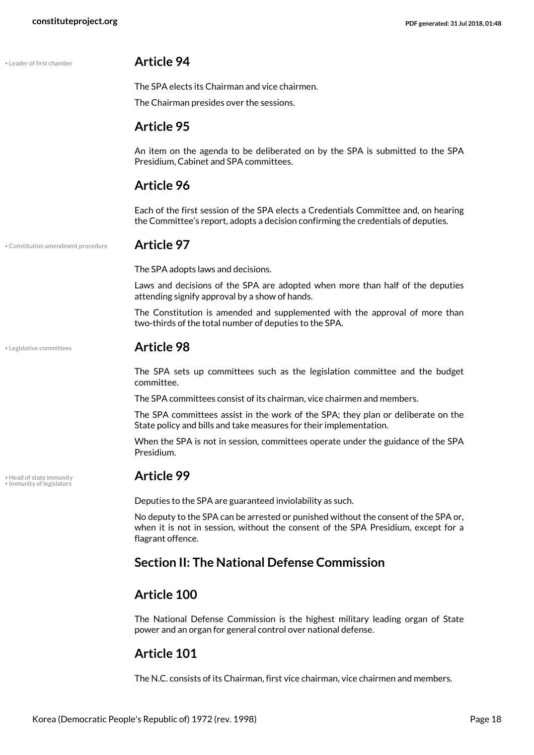## Article 94

The SPA elects its Chairman and vice chairmen.

The Chairman presides over the sessions.

## Article 95

An item on the agenda to be deliberated on by the SPA is submitted to the SPA Presidium, Cabinet and SPA committees.

## Article 96

Each of the first session of the SPA elects a Credentials Committee and, on hearing the Committee's report, adopts a decision confirming the credentials of deputies.

## Article 97

The SPA adopts laws and decisions.

Laws and decisions of the SPA are adopted when more than half of the deputies attending signify approval by a show of hands.

The Constitution is amended and supplemented with the approval of more than two-thirds of the total number of deputies to the SPA.

## Article 98

The SPA sets up committees such as the legislation committee and the budget committee.

The SPA committees consist of its chairman, vice chairmen and members.

The SPA committees assist in the work of the SPA; they plan or deliberate on the State policy and bills and take measures for their implementation.

When the SPA is not in session, committees operate under the guidance of the SPA Presidium.

## Article 99

Deputies to the SPA are guaranteed inviolability as such.

No deputy to the SPA can be arrested or punished without the consent of the SPA or, when it is not in session, without the consent of the SPA Presidium, except for a flagrant offence.

# Section II: The National Defense Commission

## Article 100

The National Defense Commission is the highest military leading organ of State power and an organ for general control over national defense.

## Article 101

The N.C. consists of its Chairman, first vice chairman, vice chairmen and members.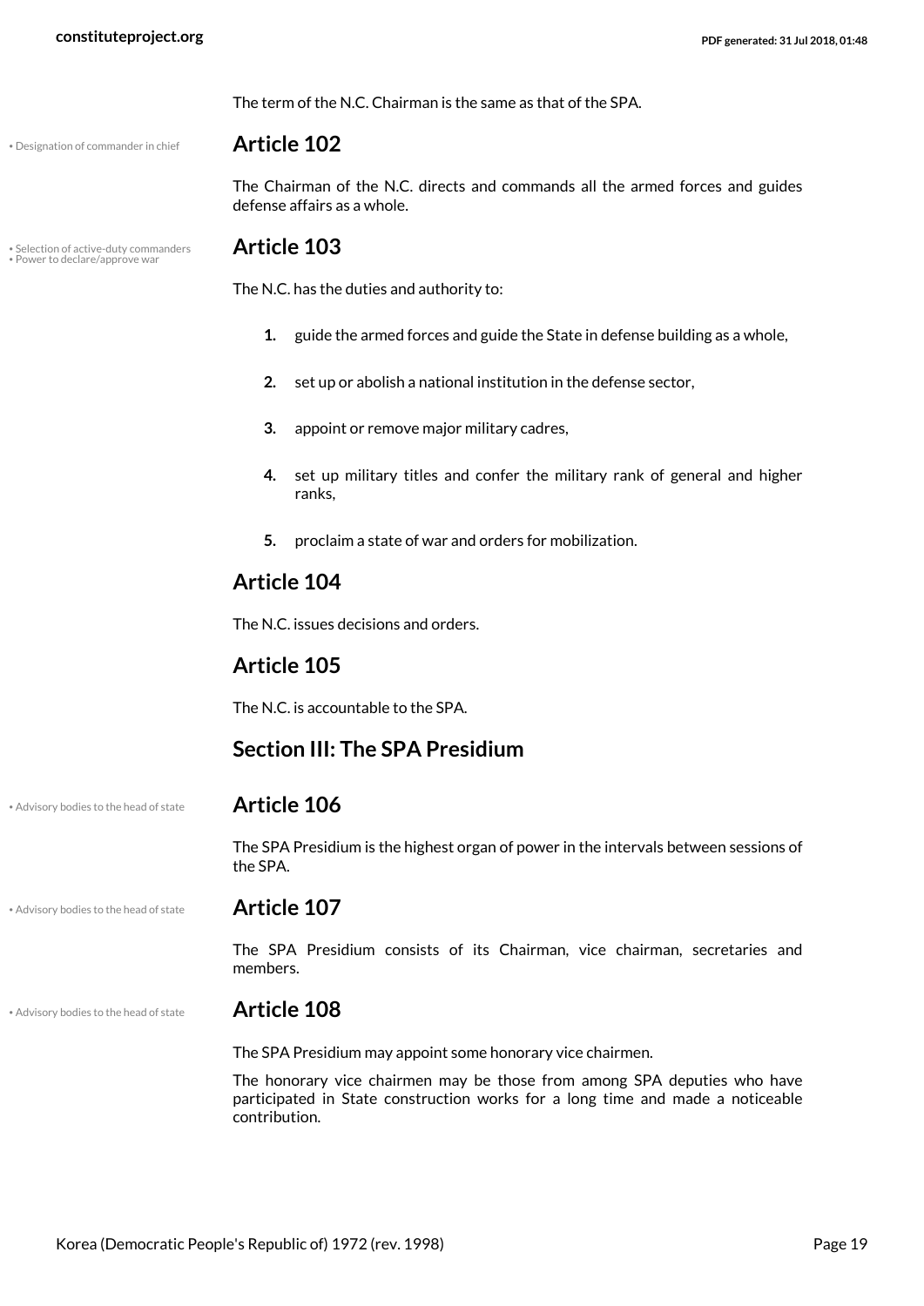The term of the N.C. Chairman is the same as that of the SPA.

• Designation of commander in chief

## Article 102

The Chairman of the N.C. directs and commands all the armed forces and guides defense affairs as a whole.

• Selection of active-duty commanders
• Power to declare/approve war

## Article 103

The N.C. has the duties and authority to:

1. guide the armed forces and guide the State in defense building as a whole,
2. set up or abolish a national institution in the defense sector,
3. appoint or remove major military cadres,
4. set up military titles and confer the military rank of general and higher ranks,
5. proclaim a state of war and orders for mobilization.

## Article 104

The N.C. issues decisions and orders.

## Article 105

The N.C. is accountable to the SPA.

## Section III: The SPA Presidium

• Advisory bodies to the head of state

## Article 106

The SPA Presidium is the highest organ of power in the intervals between sessions of the SPA.

• Advisory bodies to the head of state

## Article 107

The SPA Presidium consists of its Chairman, vice chairman, secretaries and members.

• Advisory bodies to the head of state

## Article 108

The SPA Presidium may appoint some honorary vice chairmen.

The honorary vice chairmen may be those from among SPA deputies who have participated in State construction works for a long time and made a noticeable contribution.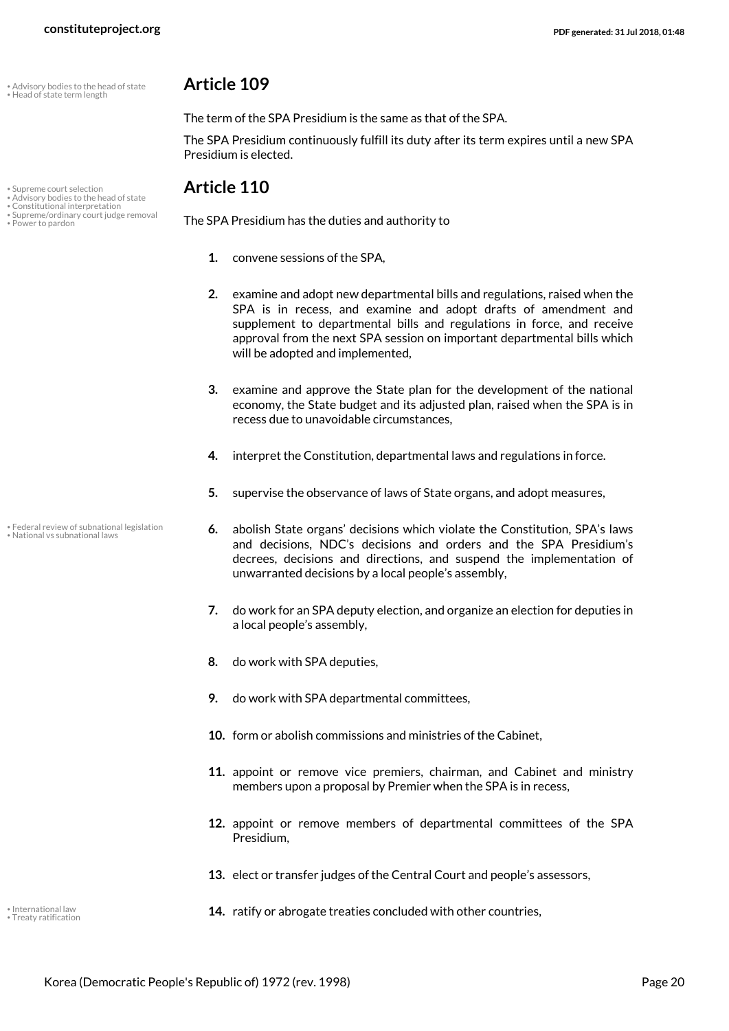## Article 109

The term of the SPA Presidium is the same as that of the SPA.

The SPA Presidium continuously fulfill its duty after its term expires until a new SPA Presidium is elected.

## Article 110

The SPA Presidium has the duties and authority to

1. convene sessions of the SPA,
2. examine and adopt new departmental bills and regulations, raised when the SPA is in recess, and examine and adopt drafts of amendment and supplement to departmental bills and regulations in force, and receive approval from the next SPA session on important departmental bills which will be adopted and implemented,
3. examine and approve the State plan for the development of the national economy, the State budget and its adjusted plan, raised when the SPA is in recess due to unavoidable circumstances,
4. interpret the Constitution, departmental laws and regulations in force.
5. supervise the observance of laws of State organs, and adopt measures,
6. abolish State organs' decisions which violate the Constitution, SPA's laws and decisions, NDC's decisions and orders and the SPA Presidium's decrees, decisions and directions, and suspend the implementation of unwarranted decisions by a local people's assembly,
7. do work for an SPA deputy election, and organize an election for deputies in a local people's assembly,
8. do work with SPA deputies,
9. do work with SPA departmental committees,
10. form or abolish commissions and ministries of the Cabinet,
11. appoint or remove vice premiers, chairman, and Cabinet and ministry members upon a proposal by Premier when the SPA is in recess,
12. appoint or remove members of departmental committees of the SPA Presidium,
13. elect or transfer judges of the Central Court and people's assessors,
14. ratify or abrogate treaties concluded with other countries,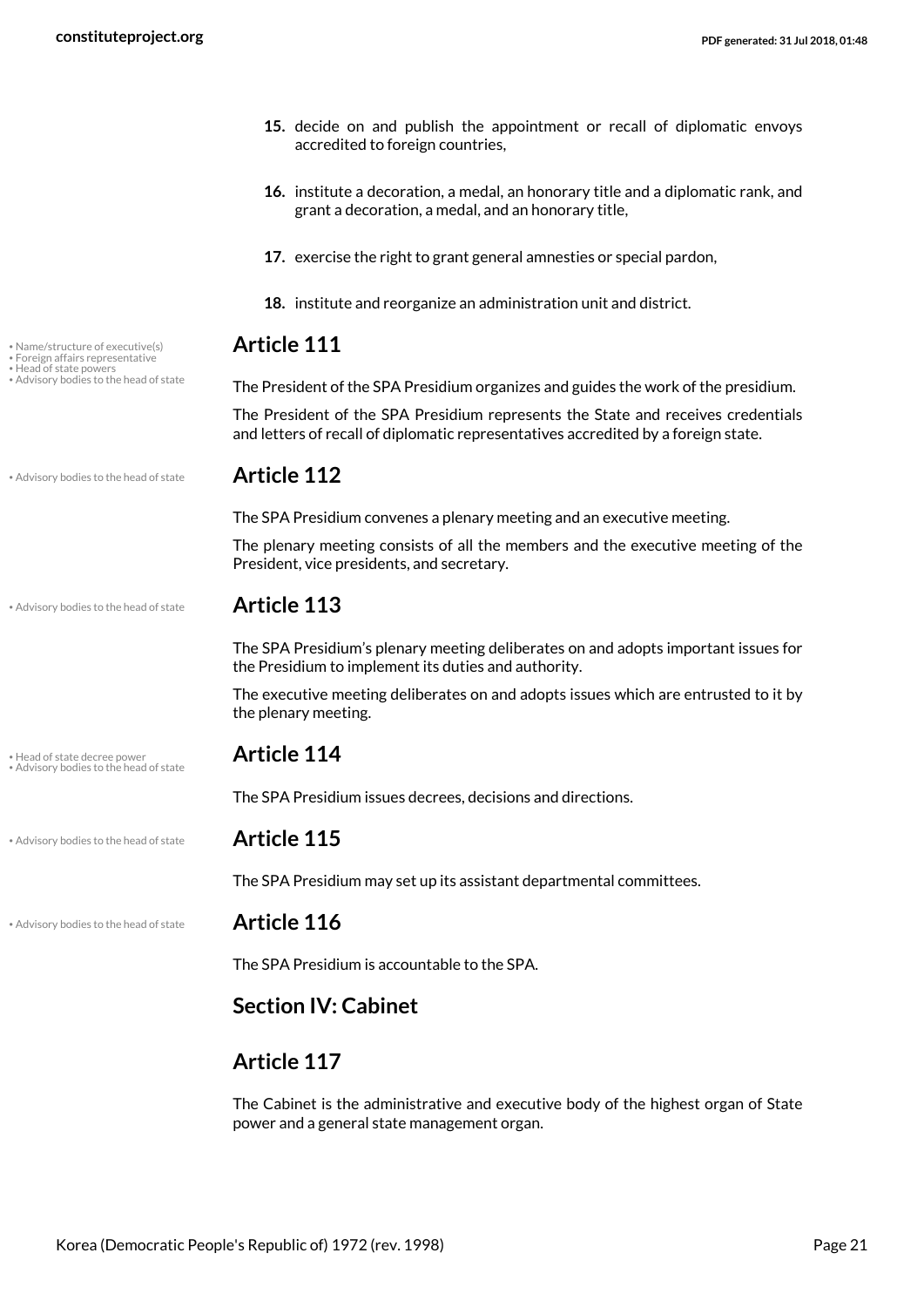15. decide on and publish the appointment or recall of diplomatic envoys accredited to foreign countries,

16. institute a decoration, a medal, an honorary title and a diplomatic rank, and grant a decoration, a medal, and an honorary title,

17. exercise the right to grant general amnesties or special pardon,

18. institute and reorganize an administration unit and district.

## Article 111

The President of the SPA Presidium organizes and guides the work of the presidium.

The President of the SPA Presidium represents the State and receives credentials and letters of recall of diplomatic representatives accredited by a foreign state.

## Article 112

The SPA Presidium convenes a plenary meeting and an executive meeting.

The plenary meeting consists of all the members and the executive meeting of the President, vice presidents, and secretary.

## Article 113

The SPA Presidium's plenary meeting deliberates on and adopts important issues for the Presidium to implement its duties and authority.

The executive meeting deliberates on and adopts issues which are entrusted to it by the plenary meeting.

## Article 114

The SPA Presidium issues decrees, decisions and directions.

## Article 115

The SPA Presidium may set up its assistant departmental committees.

## Article 116

The SPA Presidium is accountable to the SPA.

## Section IV: Cabinet

## Article 117

The Cabinet is the administrative and executive body of the highest organ of State power and a general state management organ.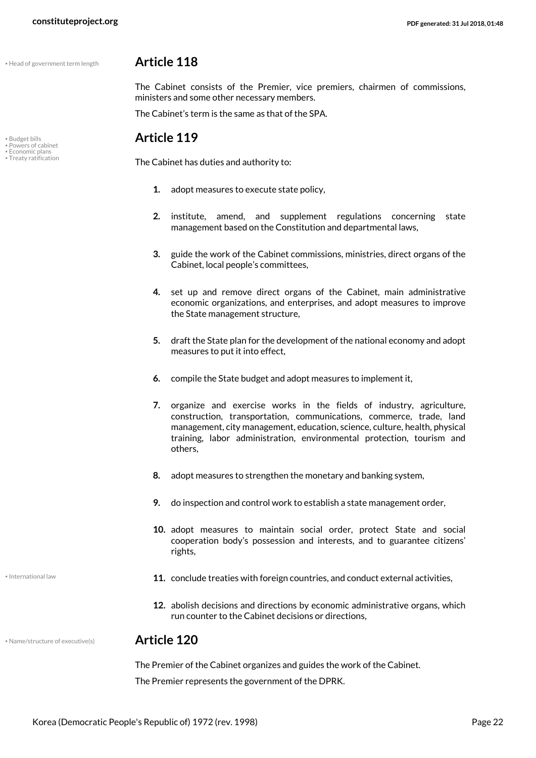## Article 118

The Cabinet consists of the Premier, vice premiers, chairmen of commissions, ministers and some other necessary members.

The Cabinet's term is the same as that of the SPA.

## Article 119

The Cabinet has duties and authority to:

1. adopt measures to execute state policy,
2. institute, amend, and supplement regulations concerning state management based on the Constitution and departmental laws,
3. guide the work of the Cabinet commissions, ministries, direct organs of the Cabinet, local people's committees,
4. set up and remove direct organs of the Cabinet, main administrative economic organizations, and enterprises, and adopt measures to improve the State management structure,
5. draft the State plan for the development of the national economy and adopt measures to put it into effect,
6. compile the State budget and adopt measures to implement it,
7. organize and exercise works in the fields of industry, agriculture, construction, transportation, communications, commerce, trade, land management, city management, education, science, culture, health, physical training, labor administration, environmental protection, tourism and others,
8. adopt measures to strengthen the monetary and banking system,
9. do inspection and control work to establish a state management order,
10. adopt measures to maintain social order, protect State and social cooperation body's possession and interests, and to guarantee citizens' rights,
11. conclude treaties with foreign countries, and conduct external activities,
12. abolish decisions and directions by economic administrative organs, which run counter to the Cabinet decisions or directions,

## Article 120

The Premier of the Cabinet organizes and guides the work of the Cabinet.

The Premier represents the government of the DPRK.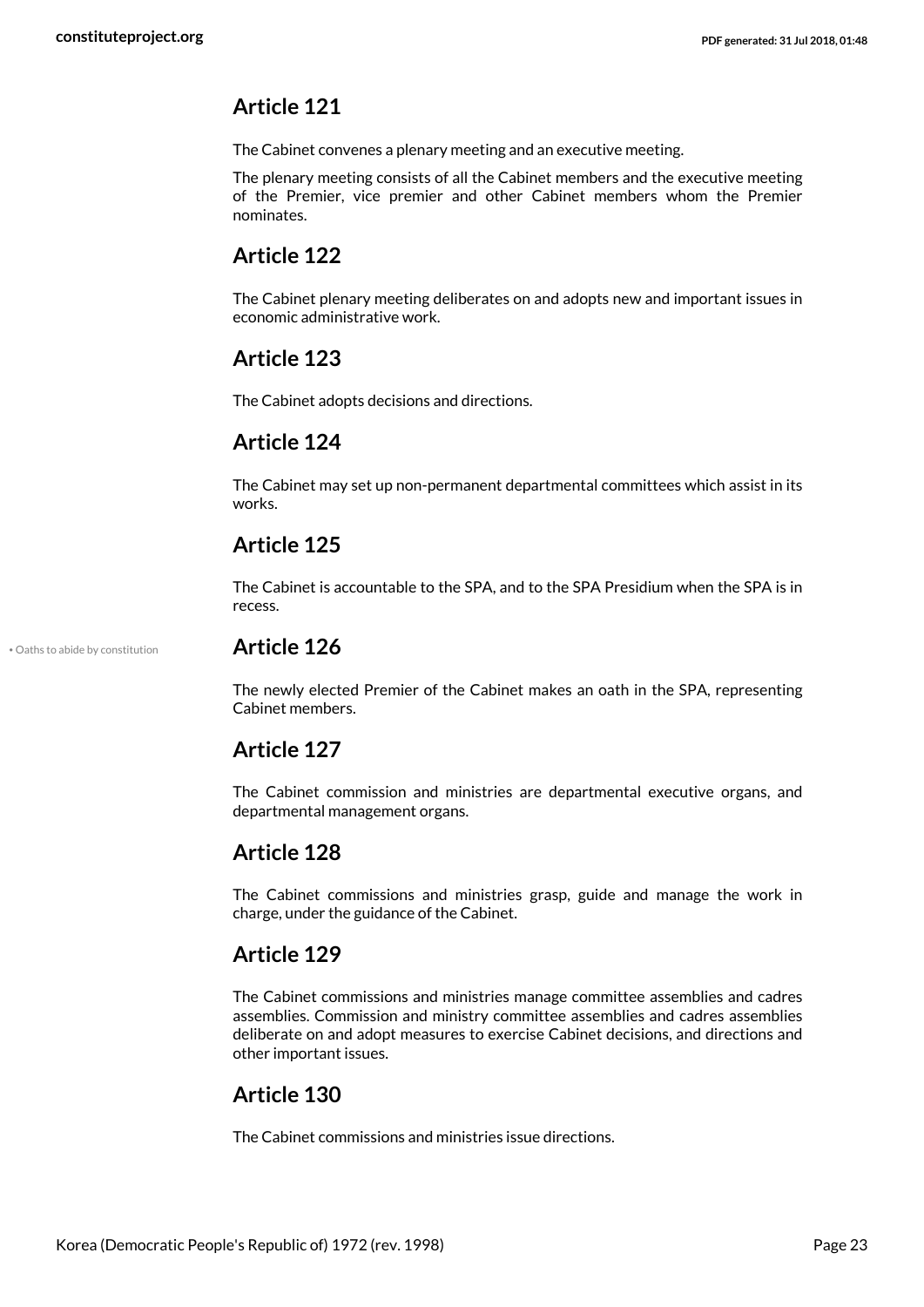## Article 121

The Cabinet convenes a plenary meeting and an executive meeting.

The plenary meeting consists of all the Cabinet members and the executive meeting of the Premier, vice premier and other Cabinet members whom the Premier nominates.

## Article 122

The Cabinet plenary meeting deliberates on and adopts new and important issues in economic administrative work.

## Article 123

The Cabinet adopts decisions and directions.

## Article 124

The Cabinet may set up non-permanent departmental committees which assist in its works.

## Article 125

The Cabinet is accountable to the SPA, and to the SPA Presidium when the SPA is in recess.

• Oaths to abide by constitution

## Article 126

The newly elected Premier of the Cabinet makes an oath in the SPA, representing Cabinet members.

## Article 127

The Cabinet commission and ministries are departmental executive organs, and departmental management organs.

## Article 128

The Cabinet commissions and ministries grasp, guide and manage the work in charge, under the guidance of the Cabinet.

## Article 129

The Cabinet commissions and ministries manage committee assemblies and cadres assemblies. Commission and ministry committee assemblies and cadres assemblies deliberate on and adopt measures to exercise Cabinet decisions, and directions and other important issues.

## Article 130

The Cabinet commissions and ministries issue directions.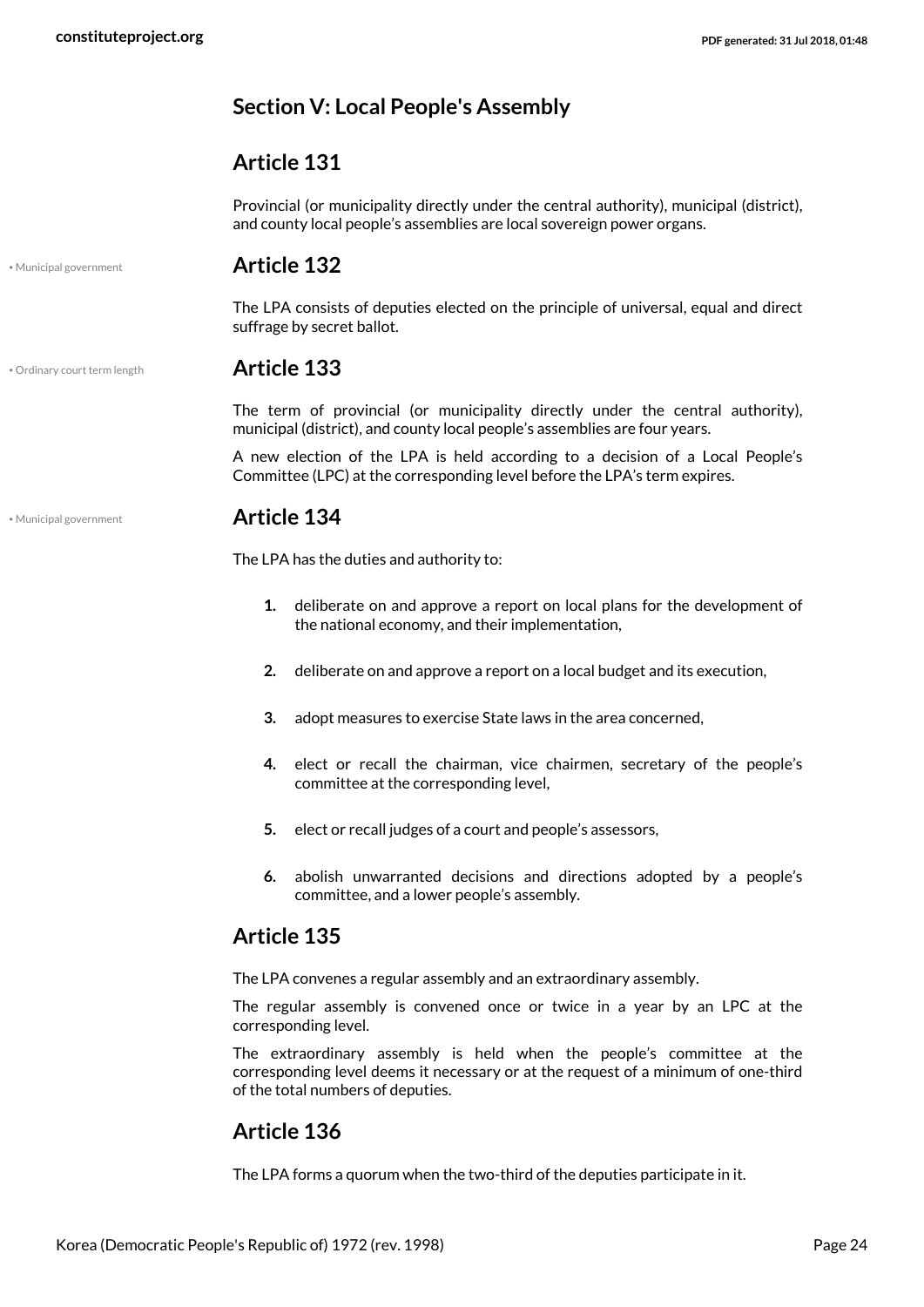## Section V: Local People's Assembly

### Article 131

Provincial (or municipality directly under the central authority), municipal (district), and county local people's assemblies are local sovereign power organs.

• Municipal government

### Article 132

The LPA consists of deputies elected on the principle of universal, equal and direct suffrage by secret ballot.

• Ordinary court term length

### Article 133

The term of provincial (or municipality directly under the central authority), municipal (district), and county local people's assemblies are four years.

A new election of the LPA is held according to a decision of a Local People's Committee (LPC) at the corresponding level before the LPA's term expires.

• Municipal government

### Article 134

The LPA has the duties and authority to:

1. deliberate on and approve a report on local plans for the development of the national economy, and their implementation,
2. deliberate on and approve a report on a local budget and its execution,
3. adopt measures to exercise State laws in the area concerned,
4. elect or recall the chairman, vice chairmen, secretary of the people's committee at the corresponding level,
5. elect or recall judges of a court and people's assessors,
6. abolish unwarranted decisions and directions adopted by a people's committee, and a lower people's assembly.

### Article 135

The LPA convenes a regular assembly and an extraordinary assembly.

The regular assembly is convened once or twice in a year by an LPC at the corresponding level.

The extraordinary assembly is held when the people's committee at the corresponding level deems it necessary or at the request of a minimum of one-third of the total numbers of deputies.

### Article 136

The LPA forms a quorum when the two-third of the deputies participate in it.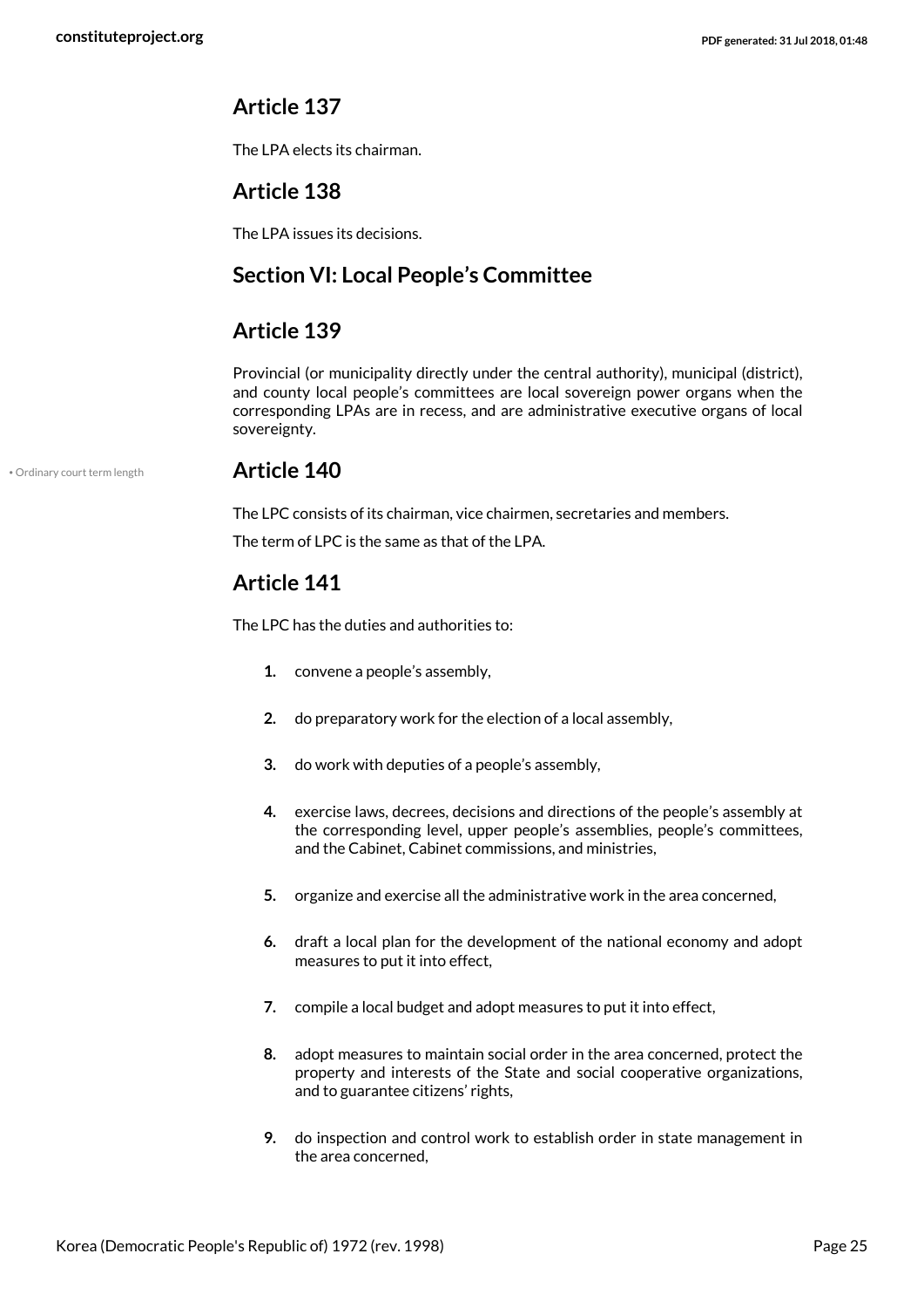## Article 137

The LPA elects its chairman.

## Article 138

The LPA issues its decisions.

## Section VI: Local People's Committee

## Article 139

Provincial (or municipality directly under the central authority), municipal (district), and county local people's committees are local sovereign power organs when the corresponding LPAs are in recess, and are administrative executive organs of local sovereignty.

## Article 140

• Ordinary court term length

The LPC consists of its chairman, vice chairmen, secretaries and members.

The term of LPC is the same as that of the LPA.

## Article 141

The LPC has the duties and authorities to:

1. convene a people's assembly,
2. do preparatory work for the election of a local assembly,
3. do work with deputies of a people's assembly,
4. exercise laws, decrees, decisions and directions of the people's assembly at the corresponding level, upper people's assemblies, people's committees, and the Cabinet, Cabinet commissions, and ministries,
5. organize and exercise all the administrative work in the area concerned,
6. draft a local plan for the development of the national economy and adopt measures to put it into effect,
7. compile a local budget and adopt measures to put it into effect,
8. adopt measures to maintain social order in the area concerned, protect the property and interests of the State and social cooperative organizations, and to guarantee citizens' rights,
9. do inspection and control work to establish order in state management in the area concerned,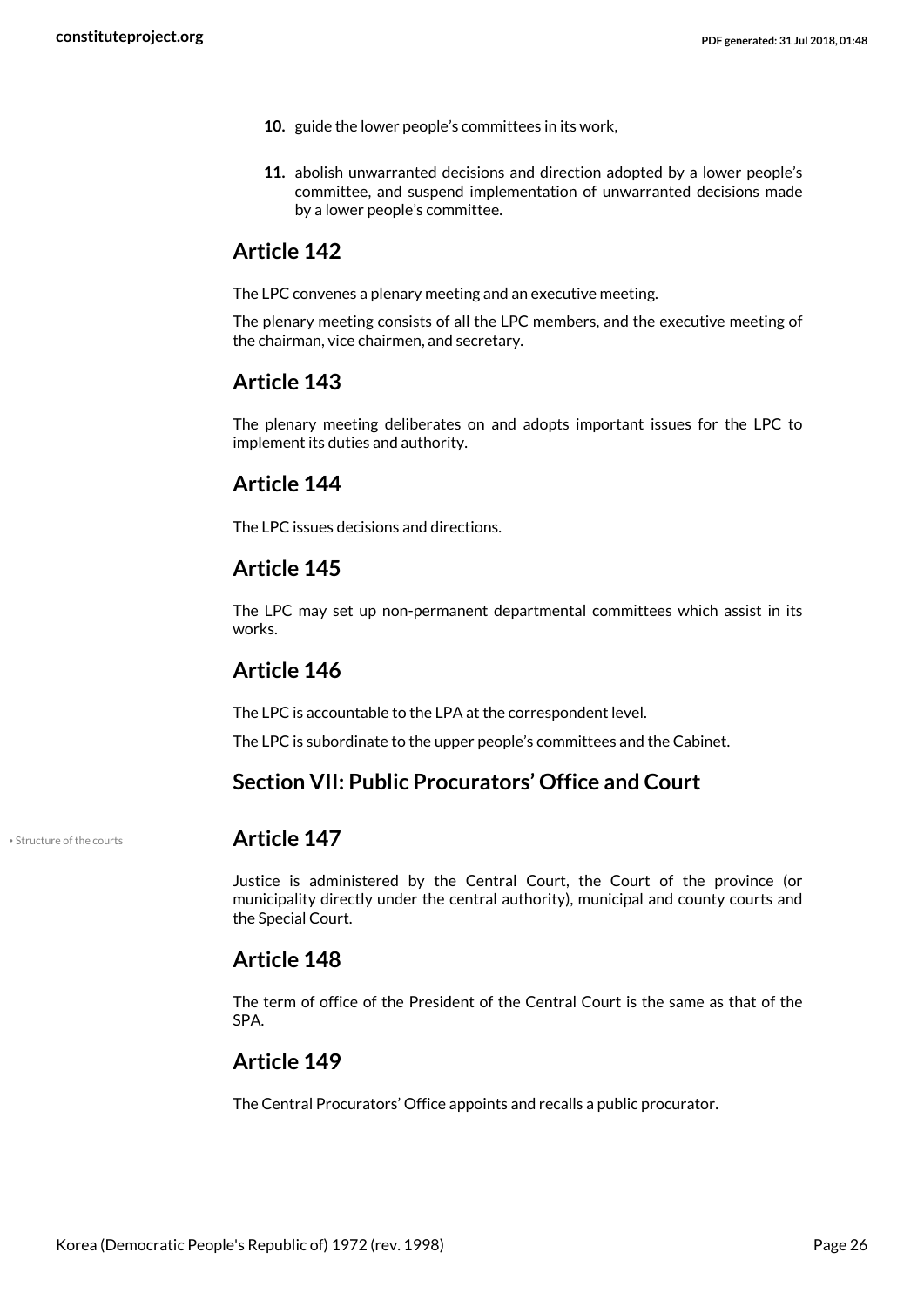10. guide the lower people's committees in its work,
11. abolish unwarranted decisions and direction adopted by a lower people's committee, and suspend implementation of unwarranted decisions made by a lower people's committee.

## Article 142

The LPC convenes a plenary meeting and an executive meeting.

The plenary meeting consists of all the LPC members, and the executive meeting of the chairman, vice chairmen, and secretary.

## Article 143

The plenary meeting deliberates on and adopts important issues for the LPC to implement its duties and authority.

## Article 144

The LPC issues decisions and directions.

## Article 145

The LPC may set up non-permanent departmental committees which assist in its works.

## Article 146

The LPC is accountable to the LPA at the correspondent level.

The LPC is subordinate to the upper people's committees and the Cabinet.

## Section VII: Public Procurators' Office and Court

• Structure of the courts

## Article 147

Justice is administered by the Central Court, the Court of the province (or municipality directly under the central authority), municipal and county courts and the Special Court.

## Article 148

The term of office of the President of the Central Court is the same as that of the SPA.

## Article 149

The Central Procurators' Office appoints and recalls a public procurator.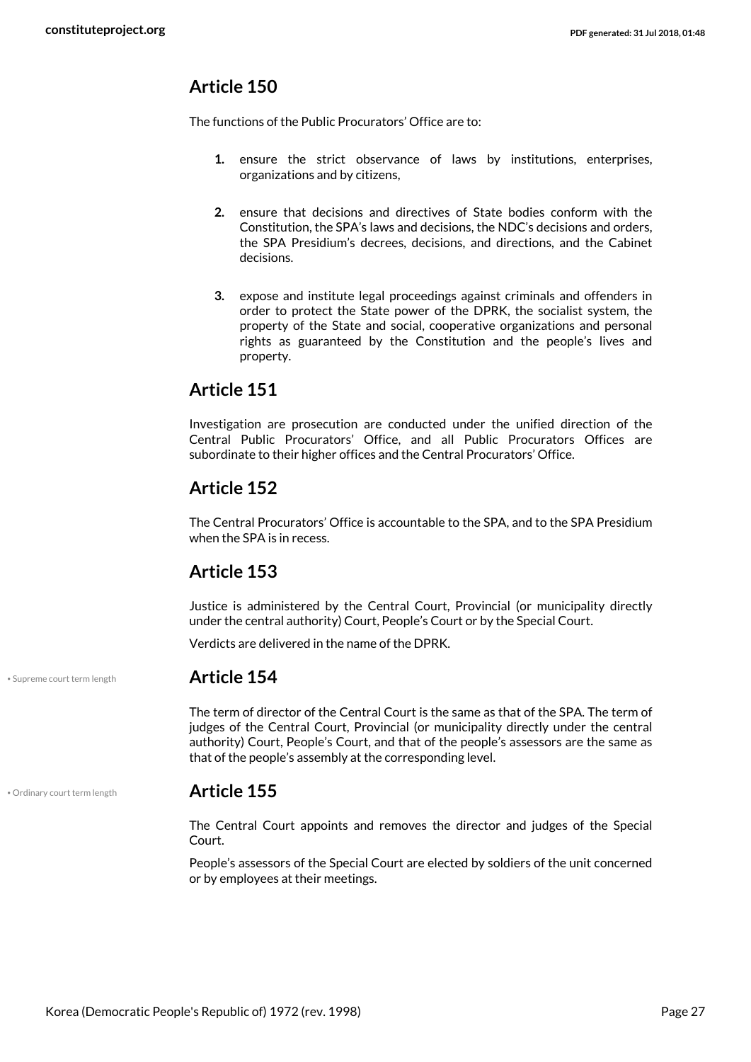## Article 150

The functions of the Public Procurators' Office are to:

1. ensure the strict observance of laws by institutions, enterprises, organizations and by citizens,
2. ensure that decisions and directives of State bodies conform with the Constitution, the SPA's laws and decisions, the NDC's decisions and orders, the SPA Presidium's decrees, decisions, and directions, and the Cabinet decisions.
3. expose and institute legal proceedings against criminals and offenders in order to protect the State power of the DPRK, the socialist system, the property of the State and social, cooperative organizations and personal rights as guaranteed by the Constitution and the people's lives and property.

## Article 151

Investigation are prosecution are conducted under the unified direction of the Central Public Procurators' Office, and all Public Procurators Offices are subordinate to their higher offices and the Central Procurators' Office.

## Article 152

The Central Procurators' Office is accountable to the SPA, and to the SPA Presidium when the SPA is in recess.

## Article 153

Justice is administered by the Central Court, Provincial (or municipality directly under the central authority) Court, People's Court or by the Special Court.

Verdicts are delivered in the name of the DPRK.

• Supreme court term length

## Article 154

The term of director of the Central Court is the same as that of the SPA. The term of judges of the Central Court, Provincial (or municipality directly under the central authority) Court, People's Court, and that of the people's assessors are the same as that of the people's assembly at the corresponding level.

• Ordinary court term length

## Article 155

The Central Court appoints and removes the director and judges of the Special Court.

People's assessors of the Special Court are elected by soldiers of the unit concerned or by employees at their meetings.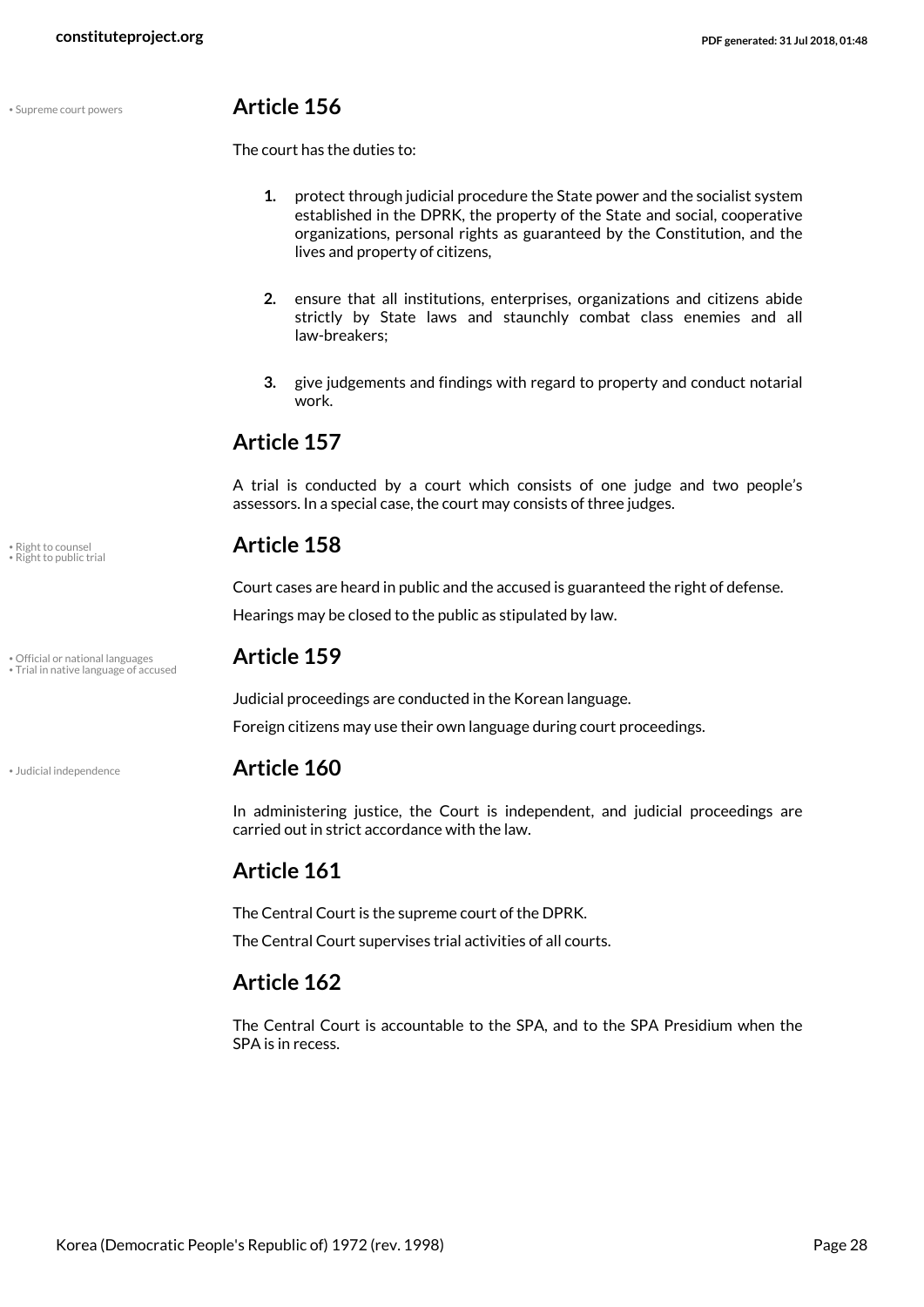## Article 156

The court has the duties to:

1. protect through judicial procedure the State power and the socialist system established in the DPRK, the property of the State and social, cooperative organizations, personal rights as guaranteed by the Constitution, and the lives and property of citizens,
2. ensure that all institutions, enterprises, organizations and citizens abide strictly by State laws and staunchly combat class enemies and all law-breakers;
3. give judgements and findings with regard to property and conduct notarial work.

## Article 157

A trial is conducted by a court which consists of one judge and two people's assessors. In a special case, the court may consists of three judges.

## Article 158

Court cases are heard in public and the accused is guaranteed the right of defense.

Hearings may be closed to the public as stipulated by law.

## Article 159

Judicial proceedings are conducted in the Korean language.

Foreign citizens may use their own language during court proceedings.

## Article 160

In administering justice, the Court is independent, and judicial proceedings are carried out in strict accordance with the law.

## Article 161

The Central Court is the supreme court of the DPRK.

The Central Court supervises trial activities of all courts.

## Article 162

The Central Court is accountable to the SPA, and to the SPA Presidium when the SPA is in recess.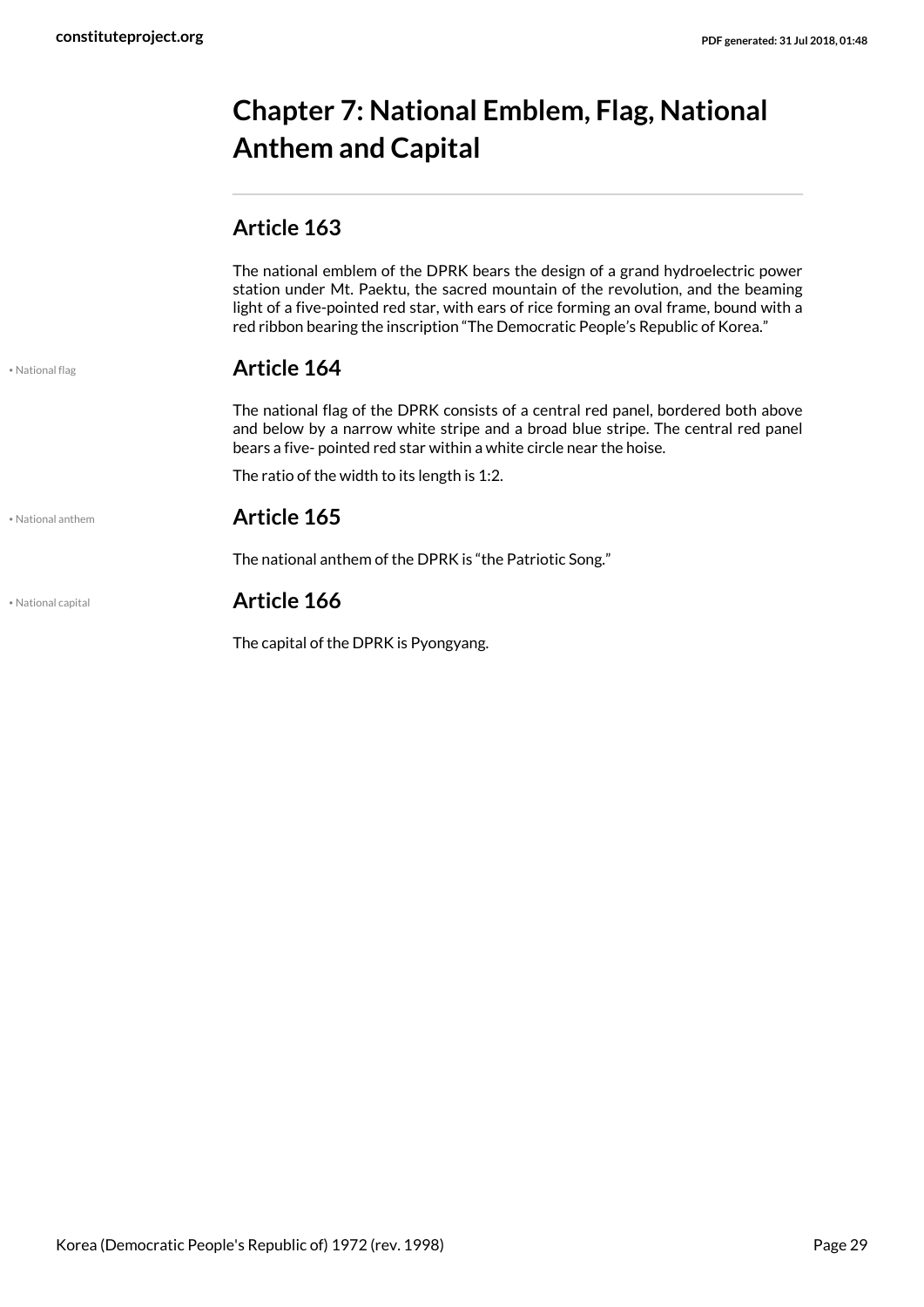# Chapter 7: National Emblem, Flag, National Anthem and Capital

## Article 163

The national emblem of the DPRK bears the design of a grand hydroelectric power station under Mt. Paektu, the sacred mountain of the revolution, and the beaming light of a five-pointed red star, with ears of rice forming an oval frame, bound with a red ribbon bearing the inscription "The Democratic People's Republic of Korea."

• National flag

## Article 164

The national flag of the DPRK consists of a central red panel, bordered both above and below by a narrow white stripe and a broad blue stripe. The central red panel bears a five- pointed red star within a white circle near the hoise.

The ratio of the width to its length is 1:2.

• National anthem

## Article 165

The national anthem of the DPRK is "the Patriotic Song."

• National capital

## Article 166

The capital of the DPRK is Pyongyang.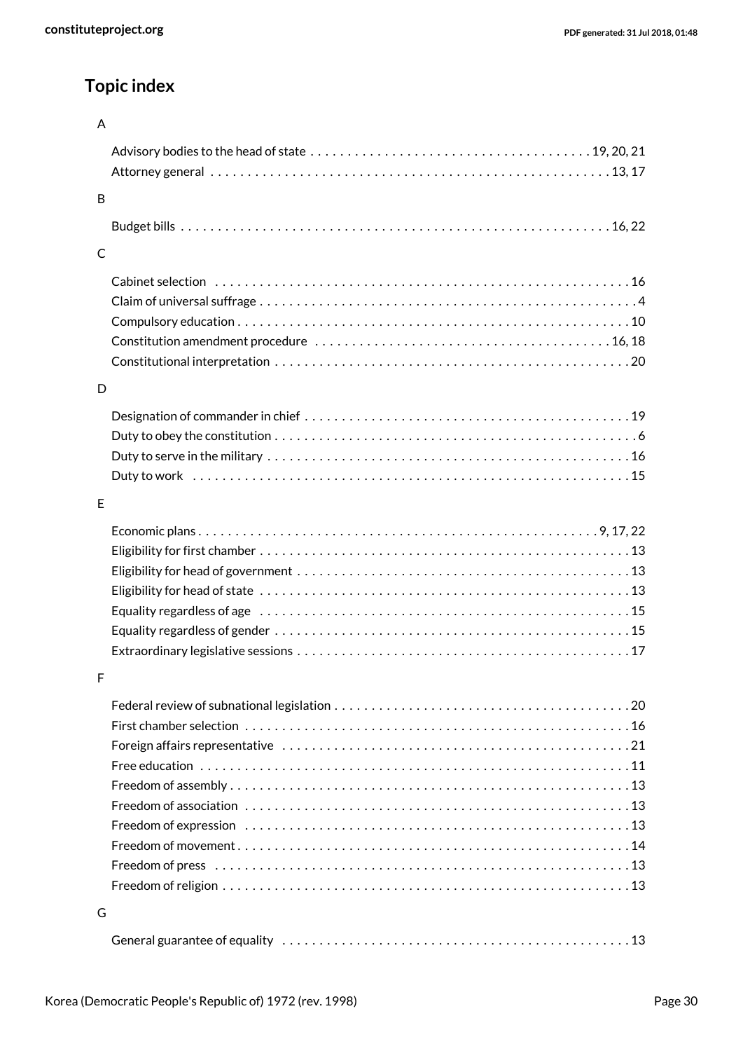## Topic index

A

- Advisory bodies to the head of state . . . . . . . . . . . . . . . . . . . . . . . . . . . . . . . . . . . . . 19, 20, 21
- Attorney general . . . . . . . . . . . . . . . . . . . . . . . . . . . . . . . . . . . . . . . . . . . . . . . . . . . . . 13, 17

B

- Budget bills . . . . . . . . . . . . . . . . . . . . . . . . . . . . . . . . . . . . . . . . . . . . . . . . . . . . . . . . . . 16, 22

C

- Cabinet selection . . . . . . . . . . . . . . . . . . . . . . . . . . . . . . . . . . . . . . . . . . . . . . . . . . . . . . . 16
- Claim of universal suffrage . . . . . . . . . . . . . . . . . . . . . . . . . . . . . . . . . . . . . . . . . . . . . . . . . 4
- Compulsory education . . . . . . . . . . . . . . . . . . . . . . . . . . . . . . . . . . . . . . . . . . . . . . . . . . . . 10
- Constitution amendment procedure . . . . . . . . . . . . . . . . . . . . . . . . . . . . . . . . . . . . . . . 16, 18
- Constitutional interpretation . . . . . . . . . . . . . . . . . . . . . . . . . . . . . . . . . . . . . . . . . . . . . . . 20

D

- Designation of commander in chief . . . . . . . . . . . . . . . . . . . . . . . . . . . . . . . . . . . . . . . . . . . 19
- Duty to obey the constitution . . . . . . . . . . . . . . . . . . . . . . . . . . . . . . . . . . . . . . . . . . . . . . . . 6
- Duty to serve in the military . . . . . . . . . . . . . . . . . . . . . . . . . . . . . . . . . . . . . . . . . . . . . . . . 16
- Duty to work . . . . . . . . . . . . . . . . . . . . . . . . . . . . . . . . . . . . . . . . . . . . . . . . . . . . . . . . . . . 15

E

- Economic plans . . . . . . . . . . . . . . . . . . . . . . . . . . . . . . . . . . . . . . . . . . . . . . . . . . . . . 9, 17, 22
- Eligibility for first chamber . . . . . . . . . . . . . . . . . . . . . . . . . . . . . . . . . . . . . . . . . . . . . . . . . 13
- Eligibility for head of government . . . . . . . . . . . . . . . . . . . . . . . . . . . . . . . . . . . . . . . . . . . . 13
- Eligibility for head of state . . . . . . . . . . . . . . . . . . . . . . . . . . . . . . . . . . . . . . . . . . . . . . . . . 13
- Equality regardless of age . . . . . . . . . . . . . . . . . . . . . . . . . . . . . . . . . . . . . . . . . . . . . . . . . 15
- Equality regardless of gender . . . . . . . . . . . . . . . . . . . . . . . . . . . . . . . . . . . . . . . . . . . . . . . 15
- Extraordinary legislative sessions . . . . . . . . . . . . . . . . . . . . . . . . . . . . . . . . . . . . . . . . . . . . 17

F

- Federal review of subnational legislation . . . . . . . . . . . . . . . . . . . . . . . . . . . . . . . . . . . . . . . 20
- First chamber selection . . . . . . . . . . . . . . . . . . . . . . . . . . . . . . . . . . . . . . . . . . . . . . . . . . . 16
- Foreign affairs representative . . . . . . . . . . . . . . . . . . . . . . . . . . . . . . . . . . . . . . . . . . . . . . 21
- Free education . . . . . . . . . . . . . . . . . . . . . . . . . . . . . . . . . . . . . . . . . . . . . . . . . . . . . . . . . 11
- Freedom of assembly . . . . . . . . . . . . . . . . . . . . . . . . . . . . . . . . . . . . . . . . . . . . . . . . . . . . 13
- Freedom of association . . . . . . . . . . . . . . . . . . . . . . . . . . . . . . . . . . . . . . . . . . . . . . . . . . . 13
- Freedom of expression . . . . . . . . . . . . . . . . . . . . . . . . . . . . . . . . . . . . . . . . . . . . . . . . . . . 13
- Freedom of movement . . . . . . . . . . . . . . . . . . . . . . . . . . . . . . . . . . . . . . . . . . . . . . . . . . . 14
- Freedom of press . . . . . . . . . . . . . . . . . . . . . . . . . . . . . . . . . . . . . . . . . . . . . . . . . . . . . . . 13
- Freedom of religion . . . . . . . . . . . . . . . . . . . . . . . . . . . . . . . . . . . . . . . . . . . . . . . . . . . . . . 13

G

- General guarantee of equality . . . . . . . . . . . . . . . . . . . . . . . . . . . . . . . . . . . . . . . . . . . . . . 13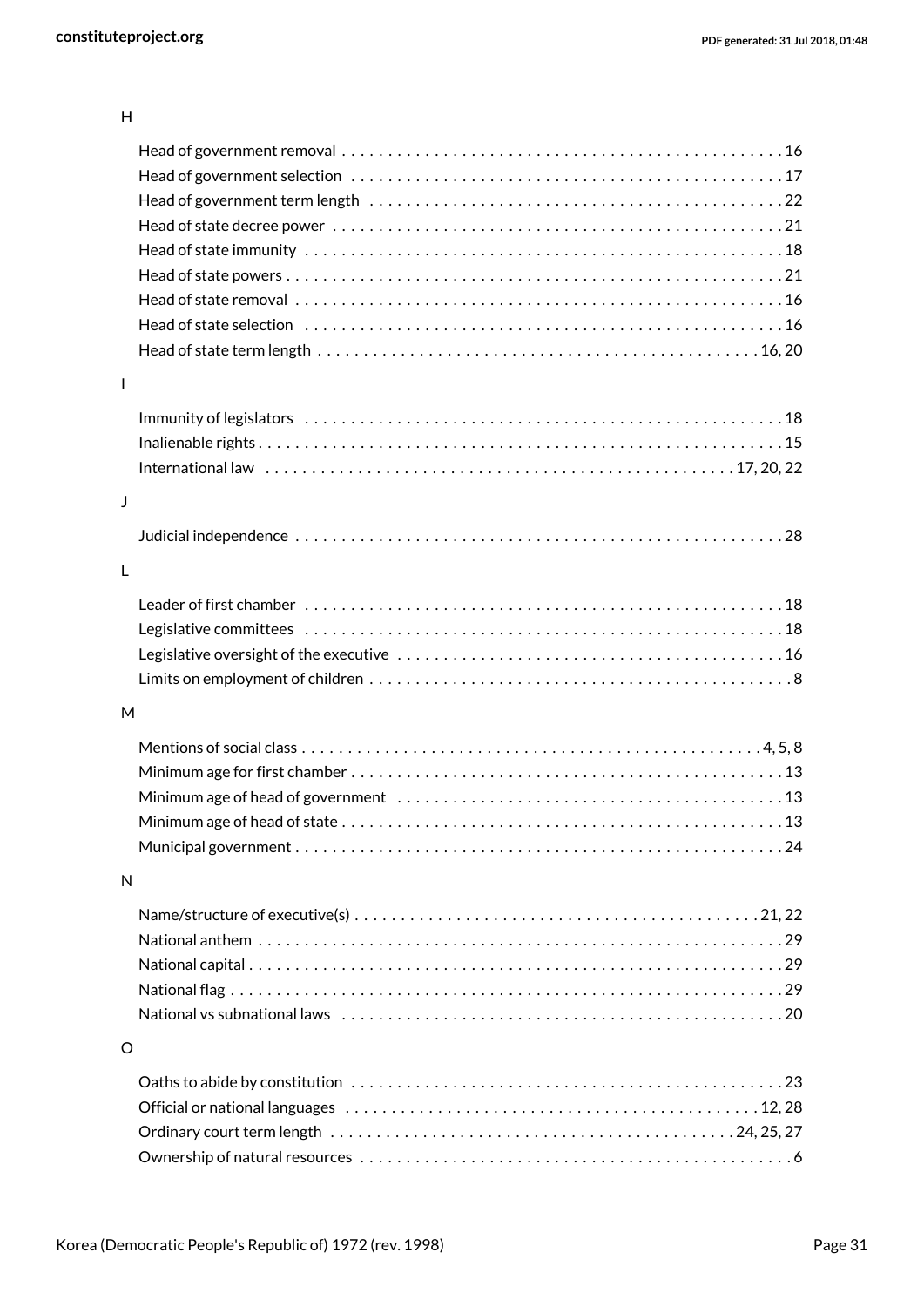H

- Head of government removal . . . . . . . . . . . . . . . . . . . . . . . . . . . . . . . . . . . . . . . . . . . . . . . 16
- Head of government selection . . . . . . . . . . . . . . . . . . . . . . . . . . . . . . . . . . . . . . . . . . . . . . 17
- Head of government term length . . . . . . . . . . . . . . . . . . . . . . . . . . . . . . . . . . . . . . . . . . . 22
- Head of state decree power . . . . . . . . . . . . . . . . . . . . . . . . . . . . . . . . . . . . . . . . . . . . . . . . 21
- Head of state immunity . . . . . . . . . . . . . . . . . . . . . . . . . . . . . . . . . . . . . . . . . . . . . . . . . . . 18
- Head of state powers . . . . . . . . . . . . . . . . . . . . . . . . . . . . . . . . . . . . . . . . . . . . . . . . . . . . . 21
- Head of state removal . . . . . . . . . . . . . . . . . . . . . . . . . . . . . . . . . . . . . . . . . . . . . . . . . . . . 16
- Head of state selection . . . . . . . . . . . . . . . . . . . . . . . . . . . . . . . . . . . . . . . . . . . . . . . . . . . 16
- Head of state term length . . . . . . . . . . . . . . . . . . . . . . . . . . . . . . . . . . . . . . . . . . . . . . . 16, 20

I

- Immunity of legislators . . . . . . . . . . . . . . . . . . . . . . . . . . . . . . . . . . . . . . . . . . . . . . . . . . . 18
- Inalienable rights . . . . . . . . . . . . . . . . . . . . . . . . . . . . . . . . . . . . . . . . . . . . . . . . . . . . . . . . 15
- International law . . . . . . . . . . . . . . . . . . . . . . . . . . . . . . . . . . . . . . . . . . . . . . . . . . 17, 20, 22

J

- Judicial independence . . . . . . . . . . . . . . . . . . . . . . . . . . . . . . . . . . . . . . . . . . . . . . . . . . . . 28

L

- Leader of first chamber . . . . . . . . . . . . . . . . . . . . . . . . . . . . . . . . . . . . . . . . . . . . . . . . . . . 18
- Legislative committees . . . . . . . . . . . . . . . . . . . . . . . . . . . . . . . . . . . . . . . . . . . . . . . . . . . 18
- Legislative oversight of the executive . . . . . . . . . . . . . . . . . . . . . . . . . . . . . . . . . . . . . . . . . 16
- Limits on employment of children . . . . . . . . . . . . . . . . . . . . . . . . . . . . . . . . . . . . . . . . . . . . 8

M

- Mentions of social class . . . . . . . . . . . . . . . . . . . . . . . . . . . . . . . . . . . . . . . . . . . . . . . . . 4, 5, 8
- Minimum age for first chamber . . . . . . . . . . . . . . . . . . . . . . . . . . . . . . . . . . . . . . . . . . . . . . 13
- Minimum age of head of government . . . . . . . . . . . . . . . . . . . . . . . . . . . . . . . . . . . . . . . . . 13
- Minimum age of head of state . . . . . . . . . . . . . . . . . . . . . . . . . . . . . . . . . . . . . . . . . . . . . . . 13
- Municipal government . . . . . . . . . . . . . . . . . . . . . . . . . . . . . . . . . . . . . . . . . . . . . . . . . . . . 24

N

- Name/structure of executive(s) . . . . . . . . . . . . . . . . . . . . . . . . . . . . . . . . . . . . . . . . . . . . 21, 22
- National anthem . . . . . . . . . . . . . . . . . . . . . . . . . . . . . . . . . . . . . . . . . . . . . . . . . . . . . . . . . 29
- National capital . . . . . . . . . . . . . . . . . . . . . . . . . . . . . . . . . . . . . . . . . . . . . . . . . . . . . . . . . . 29
- National flag . . . . . . . . . . . . . . . . . . . . . . . . . . . . . . . . . . . . . . . . . . . . . . . . . . . . . . . . . . . . 29
- National vs subnational laws . . . . . . . . . . . . . . . . . . . . . . . . . . . . . . . . . . . . . . . . . . . . . . . 20

O

- Oaths to abide by constitution . . . . . . . . . . . . . . . . . . . . . . . . . . . . . . . . . . . . . . . . . . . . . . 23
- Official or national languages . . . . . . . . . . . . . . . . . . . . . . . . . . . . . . . . . . . . . . . . . . . . . 12, 28
- Ordinary court term length . . . . . . . . . . . . . . . . . . . . . . . . . . . . . . . . . . . . . . . . . . . . 24, 25, 27
- Ownership of natural resources . . . . . . . . . . . . . . . . . . . . . . . . . . . . . . . . . . . . . . . . . . . . . . . 6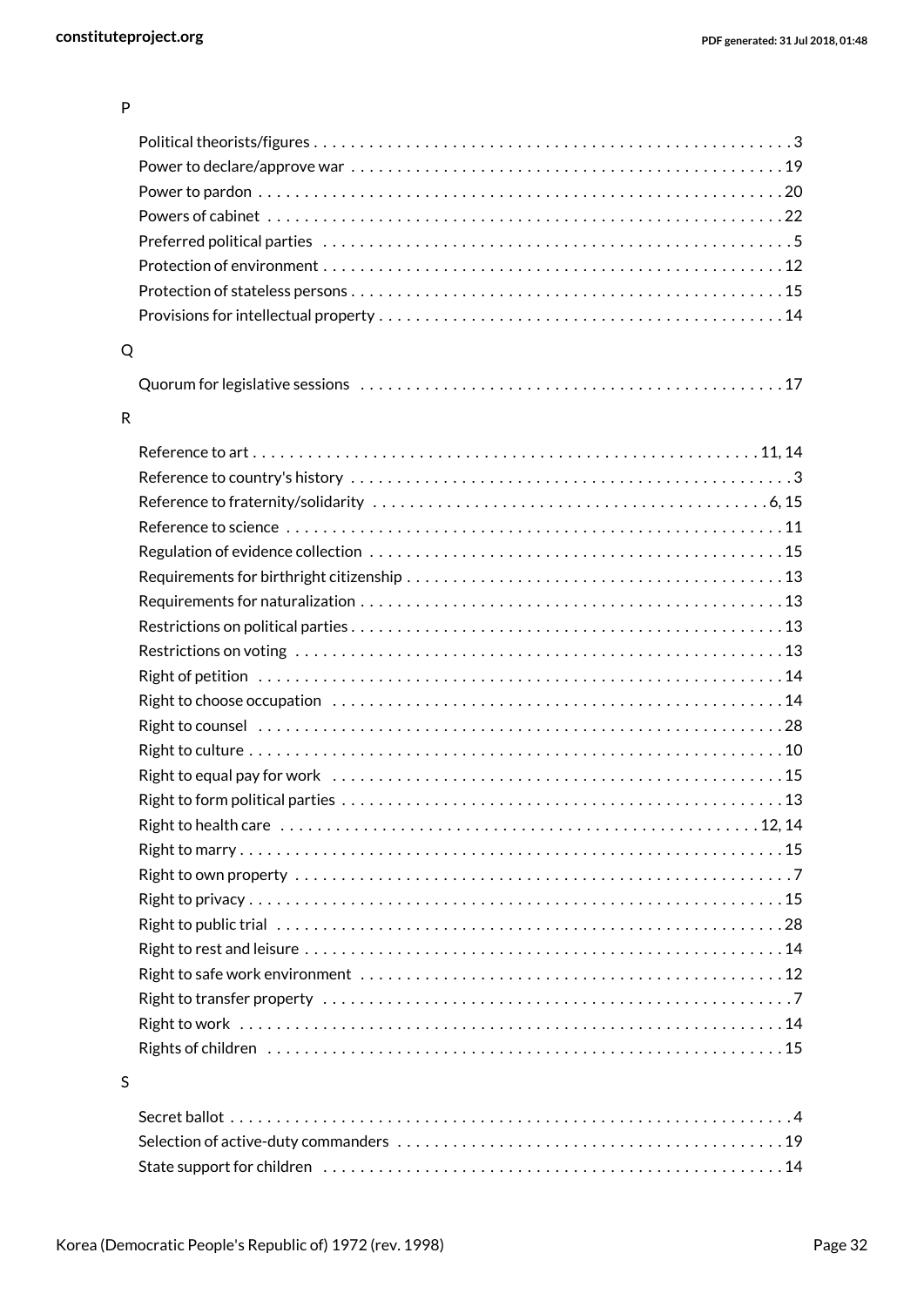P

Political theorists/figures . . . . . . . . . . 3
Power to declare/approve war . . . . . . . . . . 19
Power to pardon . . . . . . . . . . 20
Powers of cabinet . . . . . . . . . . 22
Preferred political parties . . . . . . . . . . 5
Protection of environment . . . . . . . . . . 12
Protection of stateless persons . . . . . . . . . . 15
Provisions for intellectual property . . . . . . . . . . 14

Q

Quorum for legislative sessions . . . . . . . . . . 17

R

Reference to art . . . . . . . . . . 11, 14
Reference to country's history . . . . . . . . . . 3
Reference to fraternity/solidarity . . . . . . . . . . 6, 15
Reference to science . . . . . . . . . . 11
Regulation of evidence collection . . . . . . . . . . 15
Requirements for birthright citizenship . . . . . . . . . . 13
Requirements for naturalization . . . . . . . . . . 13
Restrictions on political parties . . . . . . . . . . 13
Restrictions on voting . . . . . . . . . . 13
Right of petition . . . . . . . . . . 14
Right to choose occupation . . . . . . . . . . 14
Right to counsel . . . . . . . . . . 28
Right to culture . . . . . . . . . . 10
Right to equal pay for work . . . . . . . . . . 15
Right to form political parties . . . . . . . . . . 13
Right to health care . . . . . . . . . . 12, 14
Right to marry . . . . . . . . . . 15
Right to own property . . . . . . . . . . 7
Right to privacy . . . . . . . . . . 15
Right to public trial . . . . . . . . . . 28
Right to rest and leisure . . . . . . . . . . 14
Right to safe work environment . . . . . . . . . . 12
Right to transfer property . . . . . . . . . . 7
Right to work . . . . . . . . . . 14
Rights of children . . . . . . . . . . 15

S

Secret ballot . . . . . . . . . . 4
Selection of active-duty commanders . . . . . . . . . . 19
State support for children . . . . . . . . . . 14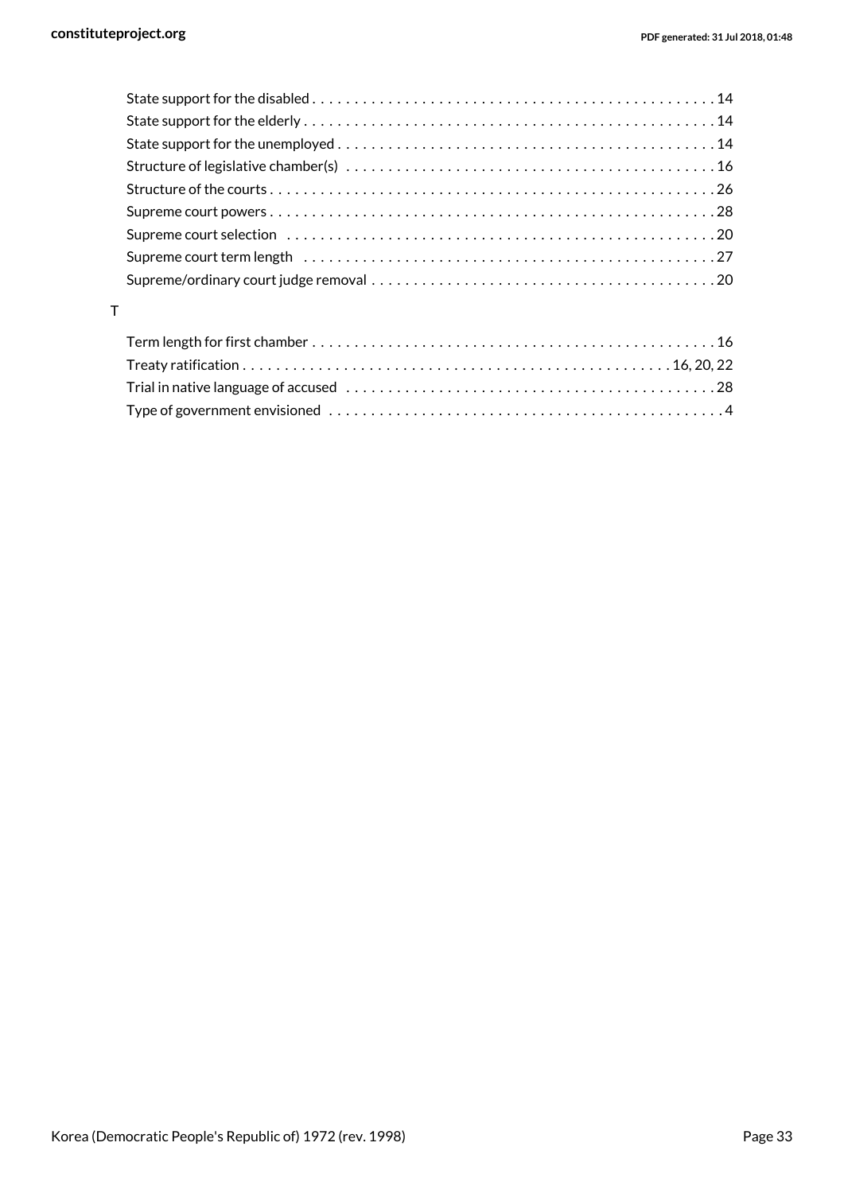State support for the disabled . . . . . . . . . . . . . . . . . . . . . . . . . . . . . . . . . . . . . . . . . . . . . . . . 14
State support for the elderly . . . . . . . . . . . . . . . . . . . . . . . . . . . . . . . . . . . . . . . . . . . . . . . . . 14
State support for the unemployed . . . . . . . . . . . . . . . . . . . . . . . . . . . . . . . . . . . . . . . . . . . . . 14
Structure of legislative chamber(s) . . . . . . . . . . . . . . . . . . . . . . . . . . . . . . . . . . . . . . . . . . . . 16
Structure of the courts . . . . . . . . . . . . . . . . . . . . . . . . . . . . . . . . . . . . . . . . . . . . . . . . . . . . . 26
Supreme court powers . . . . . . . . . . . . . . . . . . . . . . . . . . . . . . . . . . . . . . . . . . . . . . . . . . . . . 28
Supreme court selection . . . . . . . . . . . . . . . . . . . . . . . . . . . . . . . . . . . . . . . . . . . . . . . . . . . 20
Supreme court term length . . . . . . . . . . . . . . . . . . . . . . . . . . . . . . . . . . . . . . . . . . . . . . . . . 27
Supreme/ordinary court judge removal . . . . . . . . . . . . . . . . . . . . . . . . . . . . . . . . . . . . . . . . . 20

T

Term length for first chamber . . . . . . . . . . . . . . . . . . . . . . . . . . . . . . . . . . . . . . . . . . . . . . . . 16
Treaty ratification . . . . . . . . . . . . . . . . . . . . . . . . . . . . . . . . . . . . . . . . . . . . . . . . . . 16, 20, 22
Trial in native language of accused . . . . . . . . . . . . . . . . . . . . . . . . . . . . . . . . . . . . . . . . . . . . 28
Type of government envisioned . . . . . . . . . . . . . . . . . . . . . . . . . . . . . . . . . . . . . . . . . . . . . . . 4